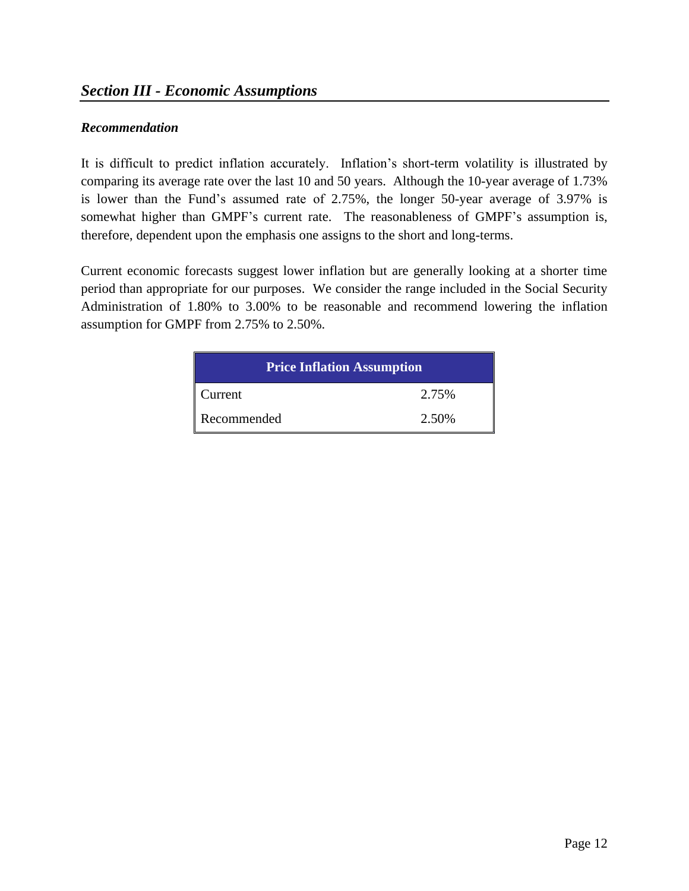## *Section III - Economic Assumptions*

***Recommendation***

It is difficult to predict inflation accurately. Inflation's short-term volatility is illustrated by comparing its average rate over the last 10 and 50 years. Although the 10-year average of 1.73% is lower than the Fund's assumed rate of 2.75%, the longer 50-year average of 3.97% is somewhat higher than GMPF's current rate. The reasonableness of GMPF's assumption is, therefore, dependent upon the emphasis one assigns to the short and long-terms.

Current economic forecasts suggest lower inflation but are generally looking at a shorter time period than appropriate for our purposes. We consider the range included in the Social Security Administration of 1.80% to 3.00% to be reasonable and recommend lowering the inflation assumption for GMPF from 2.75% to 2.50%.

| Price Inflation Assumption | |
|---|---|
| Current | 2.75% |
| Recommended | 2.50% |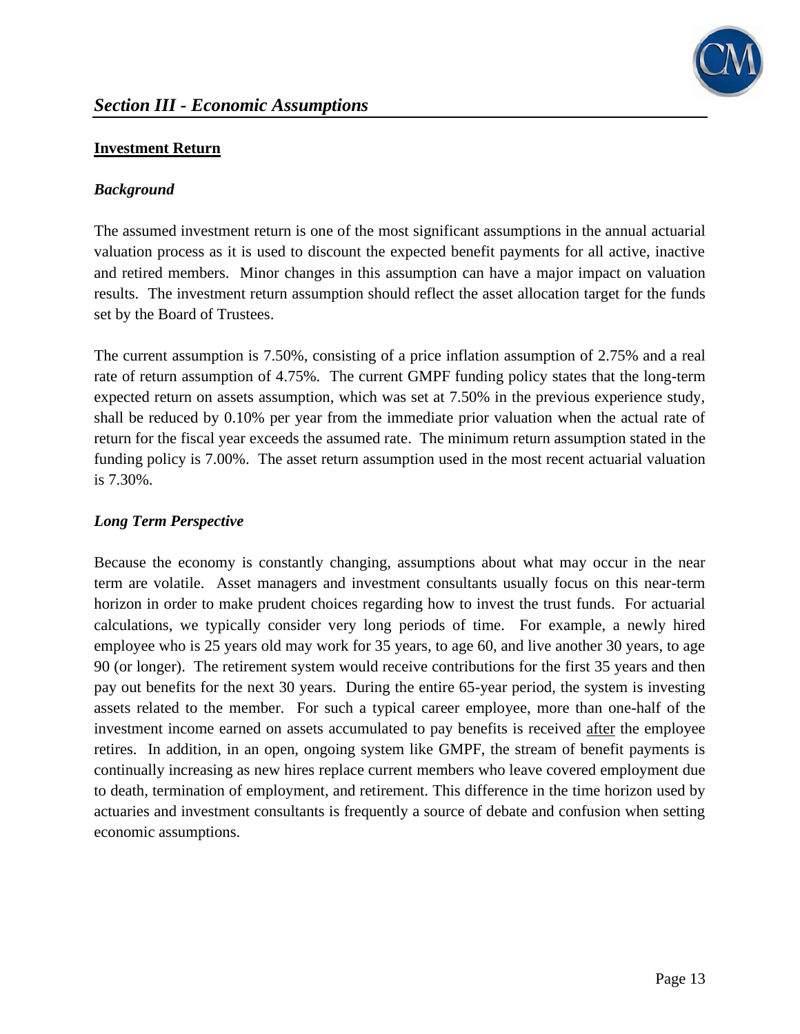## Section III - Economic Assumptions

### Investment Return

#### *Background*

The assumed investment return is one of the most significant assumptions in the annual actuarial valuation process as it is used to discount the expected benefit payments for all active, inactive and retired members. Minor changes in this assumption can have a major impact on valuation results. The investment return assumption should reflect the asset allocation target for the funds set by the Board of Trustees.

The current assumption is 7.50%, consisting of a price inflation assumption of 2.75% and a real rate of return assumption of 4.75%. The current GMPF funding policy states that the long-term expected return on assets assumption, which was set at 7.50% in the previous experience study, shall be reduced by 0.10% per year from the immediate prior valuation when the actual rate of return for the fiscal year exceeds the assumed rate. The minimum return assumption stated in the funding policy is 7.00%. The asset return assumption used in the most recent actuarial valuation is 7.30%.

#### *Long Term Perspective*

Because the economy is constantly changing, assumptions about what may occur in the near term are volatile. Asset managers and investment consultants usually focus on this near-term horizon in order to make prudent choices regarding how to invest the trust funds. For actuarial calculations, we typically consider very long periods of time. For example, a newly hired employee who is 25 years old may work for 35 years, to age 60, and live another 30 years, to age 90 (or longer). The retirement system would receive contributions for the first 35 years and then pay out benefits for the next 30 years. During the entire 65-year period, the system is investing assets related to the member. For such a typical career employee, more than one-half of the investment income earned on assets accumulated to pay benefits is received after the employee retires. In addition, in an open, ongoing system like GMPF, the stream of benefit payments is continually increasing as new hires replace current members who leave covered employment due to death, termination of employment, and retirement. This difference in the time horizon used by actuaries and investment consultants is frequently a source of debate and confusion when setting economic assumptions.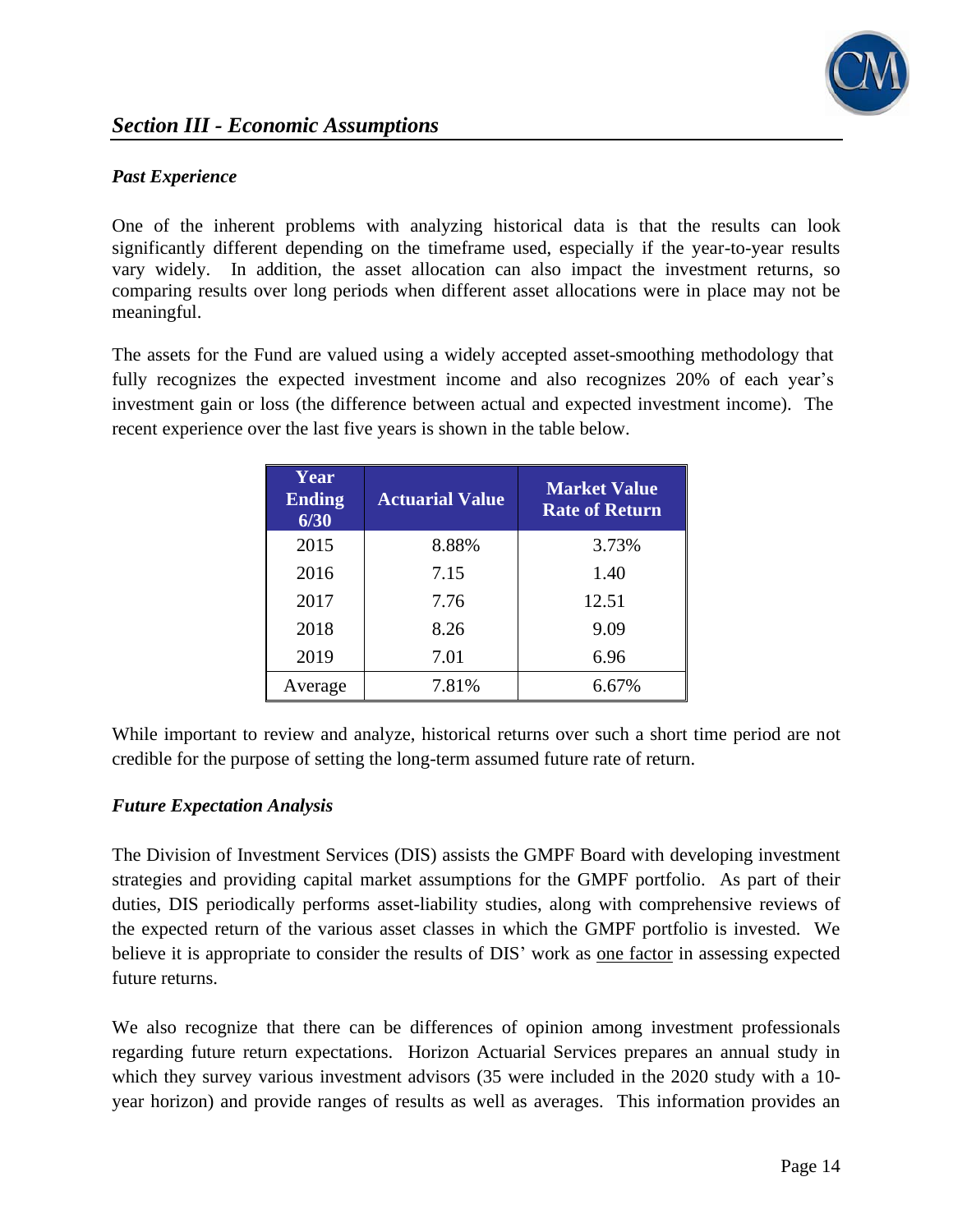## *Section III - Economic Assumptions*

### *Past Experience*

One of the inherent problems with analyzing historical data is that the results can look significantly different depending on the timeframe used, especially if the year-to-year results vary widely. In addition, the asset allocation can also impact the investment returns, so comparing results over long periods when different asset allocations were in place may not be meaningful.

The assets for the Fund are valued using a widely accepted asset-smoothing methodology that fully recognizes the expected investment income and also recognizes 20% of each year's investment gain or loss (the difference between actual and expected investment income). The recent experience over the last five years is shown in the table below.

| Year Ending 6/30 | Actuarial Value | Market Value Rate of Return |
|---|---|---|
| 2015 | 8.88% | 3.73% |
| 2016 | 7.15 | 1.40 |
| 2017 | 7.76 | 12.51 |
| 2018 | 8.26 | 9.09 |
| 2019 | 7.01 | 6.96 |
| Average | 7.81% | 6.67% |

While important to review and analyze, historical returns over such a short time period are not credible for the purpose of setting the long-term assumed future rate of return.

### *Future Expectation Analysis*

The Division of Investment Services (DIS) assists the GMPF Board with developing investment strategies and providing capital market assumptions for the GMPF portfolio. As part of their duties, DIS periodically performs asset-liability studies, along with comprehensive reviews of the expected return of the various asset classes in which the GMPF portfolio is invested. We believe it is appropriate to consider the results of DIS' work as one factor in assessing expected future returns.

We also recognize that there can be differences of opinion among investment professionals regarding future return expectations. Horizon Actuarial Services prepares an annual study in which they survey various investment advisors (35 were included in the 2020 study with a 10-year horizon) and provide ranges of results as well as averages. This information provides an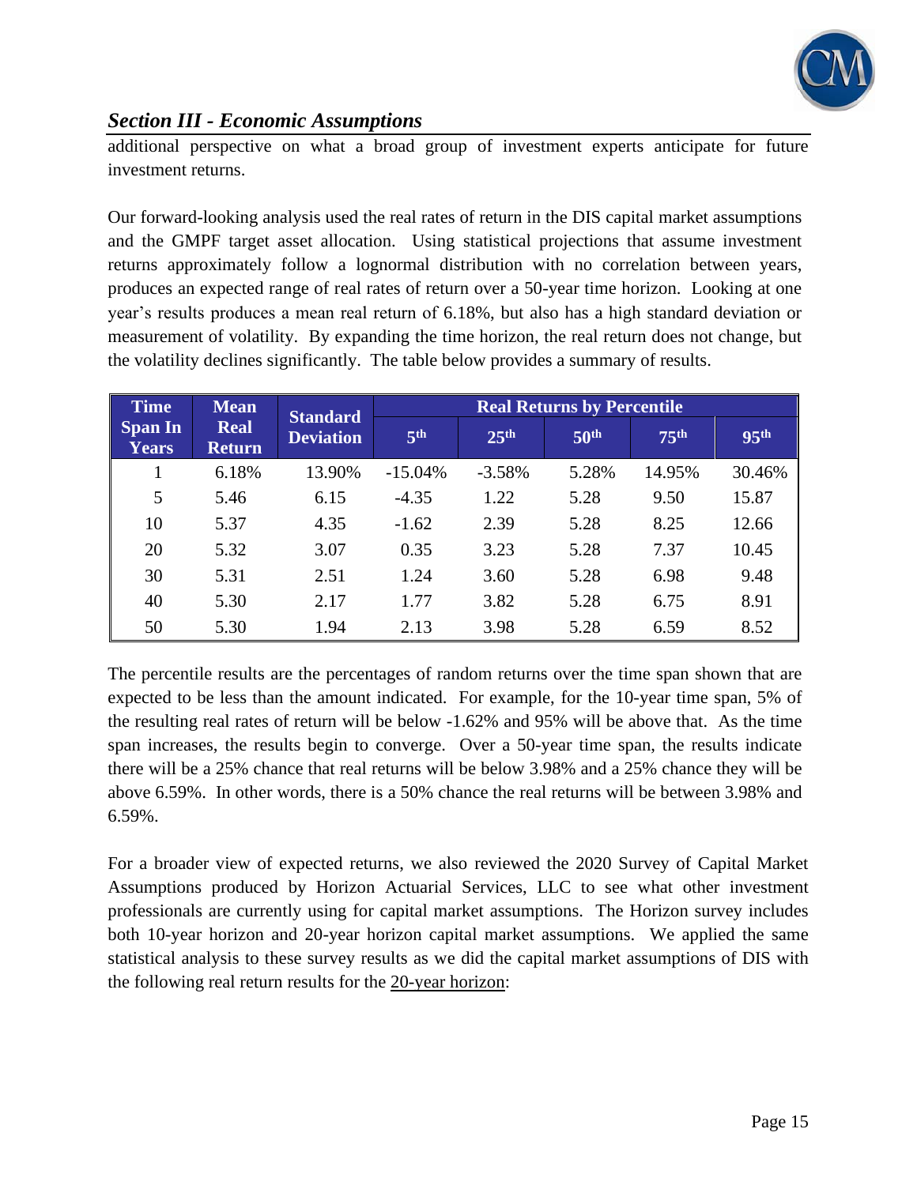## *Section III - Economic Assumptions*

additional perspective on what a broad group of investment experts anticipate for future investment returns.

Our forward-looking analysis used the real rates of return in the DIS capital market assumptions and the GMPF target asset allocation. Using statistical projections that assume investment returns approximately follow a lognormal distribution with no correlation between years, produces an expected range of real rates of return over a 50-year time horizon. Looking at one year's results produces a mean real return of 6.18%, but also has a high standard deviation or measurement of volatility. By expanding the time horizon, the real return does not change, but the volatility declines significantly. The table below provides a summary of results.

| Time Span In Years | Mean Real Return | Standard Deviation | Real Returns by Percentile | | | | |
|---|---|---|---|---|---|---|---|
| | | | 5th | 25th | 50th | 75th | 95th |
| 1 | 6.18% | 13.90% | -15.04% | -3.58% | 5.28% | 14.95% | 30.46% |
| 5 | 5.46 | 6.15 | -4.35 | 1.22 | 5.28 | 9.50 | 15.87 |
| 10 | 5.37 | 4.35 | -1.62 | 2.39 | 5.28 | 8.25 | 12.66 |
| 20 | 5.32 | 3.07 | 0.35 | 3.23 | 5.28 | 7.37 | 10.45 |
| 30 | 5.31 | 2.51 | 1.24 | 3.60 | 5.28 | 6.98 | 9.48 |
| 40 | 5.30 | 2.17 | 1.77 | 3.82 | 5.28 | 6.75 | 8.91 |
| 50 | 5.30 | 1.94 | 2.13 | 3.98 | 5.28 | 6.59 | 8.52 |

The percentile results are the percentages of random returns over the time span shown that are expected to be less than the amount indicated. For example, for the 10-year time span, 5% of the resulting real rates of return will be below -1.62% and 95% will be above that. As the time span increases, the results begin to converge. Over a 50-year time span, the results indicate there will be a 25% chance that real returns will be below 3.98% and a 25% chance they will be above 6.59%. In other words, there is a 50% chance the real returns will be between 3.98% and 6.59%.

For a broader view of expected returns, we also reviewed the 2020 Survey of Capital Market Assumptions produced by Horizon Actuarial Services, LLC to see what other investment professionals are currently using for capital market assumptions. The Horizon survey includes both 10-year horizon and 20-year horizon capital market assumptions. We applied the same statistical analysis to these survey results as we did the capital market assumptions of DIS with the following real return results for the 20-year horizon: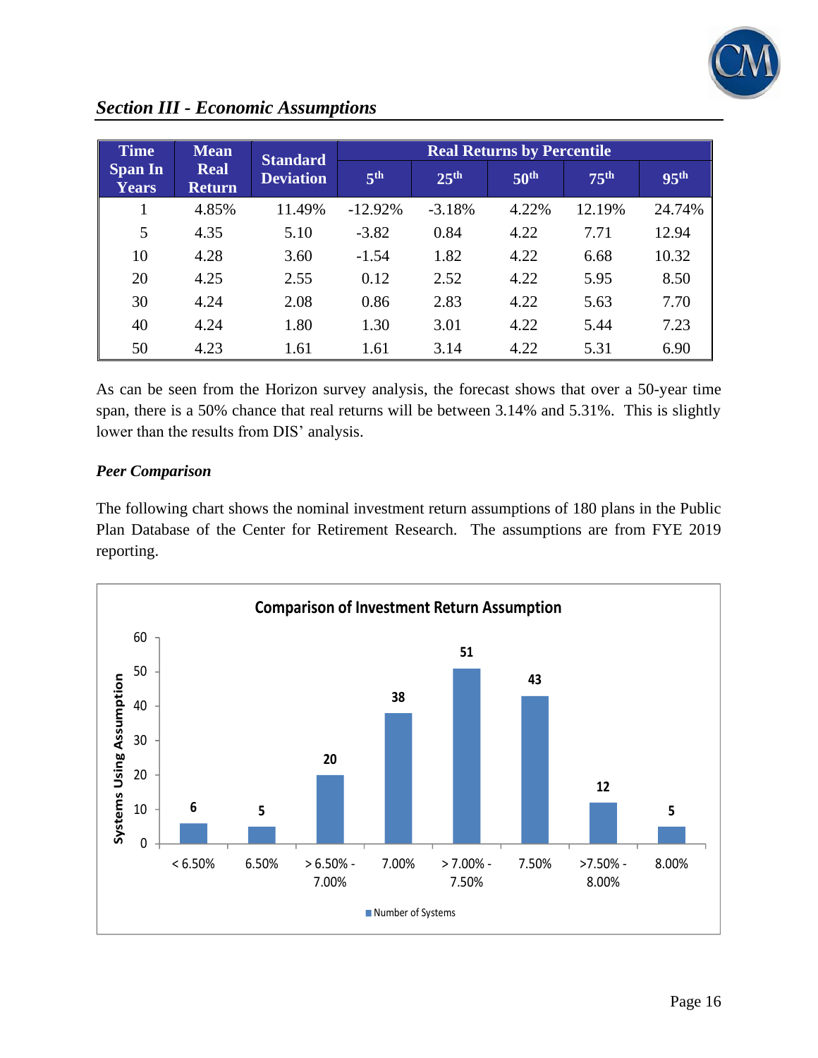## *Section III - Economic Assumptions*

| Time Span In Years | Mean Real Return | Standard Deviation | Real Returns by Percentile | | | | |
|---|---|---|---|---|---|---|---|
| | | | 5th | 25th | 50th | 75th | 95th |
| 1 | 4.85% | 11.49% | -12.92% | -3.18% | 4.22% | 12.19% | 24.74% |
| 5 | 4.35 | 5.10 | -3.82 | 0.84 | 4.22 | 7.71 | 12.94 |
| 10 | 4.28 | 3.60 | -1.54 | 1.82 | 4.22 | 6.68 | 10.32 |
| 20 | 4.25 | 2.55 | 0.12 | 2.52 | 4.22 | 5.95 | 8.50 |
| 30 | 4.24 | 2.08 | 0.86 | 2.83 | 4.22 | 5.63 | 7.70 |
| 40 | 4.24 | 1.80 | 1.30 | 3.01 | 4.22 | 5.44 | 7.23 |
| 50 | 4.23 | 1.61 | 1.61 | 3.14 | 4.22 | 5.31 | 6.90 |

As can be seen from the Horizon survey analysis, the forecast shows that over a 50-year time span, there is a 50% chance that real returns will be between 3.14% and 5.31%. This is slightly lower than the results from DIS' analysis.

### *Peer Comparison*

The following chart shows the nominal investment return assumptions of 180 plans in the Public Plan Database of the Center for Retirement Research. The assumptions are from FYE 2019 reporting.

**Comparison of Investment Return Assumption**

| Assumption | Number of Systems |
|---|---|
| < 6.50% | 6 |
| 6.50% | 5 |
| > 6.50% - 7.00% | 20 |
| 7.00% | 38 |
| > 7.00% - 7.50% | 51 |
| 7.50% | 43 |
| >7.50% - 8.00% | 12 |
| 8.00% | 5 |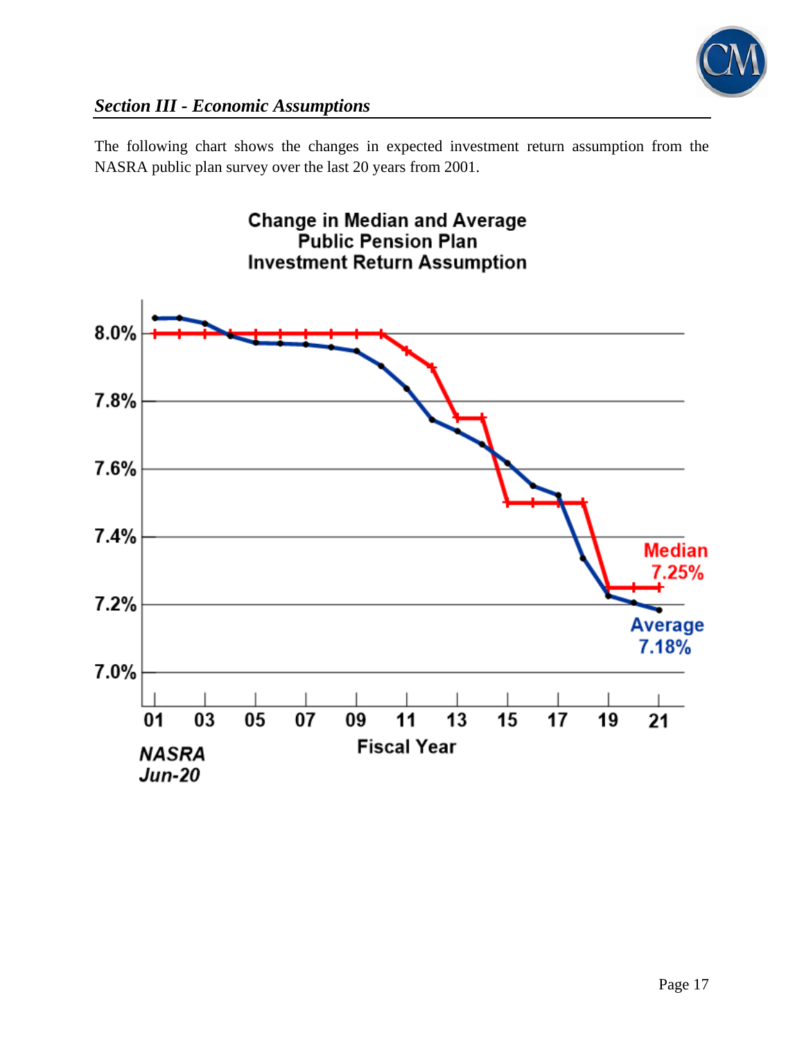## *Section III - Economic Assumptions*

The following chart shows the changes in expected investment return assumption from the NASRA public plan survey over the last 20 years from 2001.

**Change in Median and Average Public Pension Plan Investment Return Assumption**

Median 7.25%

Average 7.18%

Fiscal Year

*NASRA Jun-20*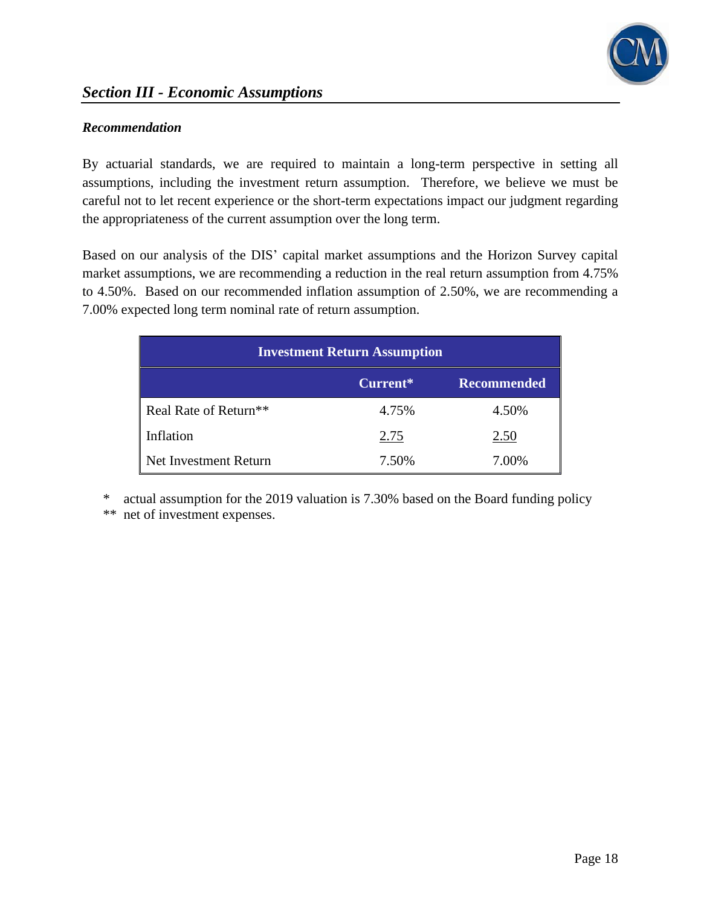## *Section III - Economic Assumptions*

### *Recommendation*

By actuarial standards, we are required to maintain a long-term perspective in setting all assumptions, including the investment return assumption. Therefore, we believe we must be careful not to let recent experience or the short-term expectations impact our judgment regarding the appropriateness of the current assumption over the long term.

Based on our analysis of the DIS' capital market assumptions and the Horizon Survey capital market assumptions, we are recommending a reduction in the real return assumption from 4.75% to 4.50%. Based on our recommended inflation assumption of 2.50%, we are recommending a 7.00% expected long term nominal rate of return assumption.

| Investment Return Assumption | | |
|---|---|---|
| | **Current*** | **Recommended** |
| Real Rate of Return** | 4.75% | 4.50% |
| Inflation | 2.75 | 2.50 |
| Net Investment Return | 7.50% | 7.00% |

\* actual assumption for the 2019 valuation is 7.30% based on the Board funding policy

\** net of investment expenses.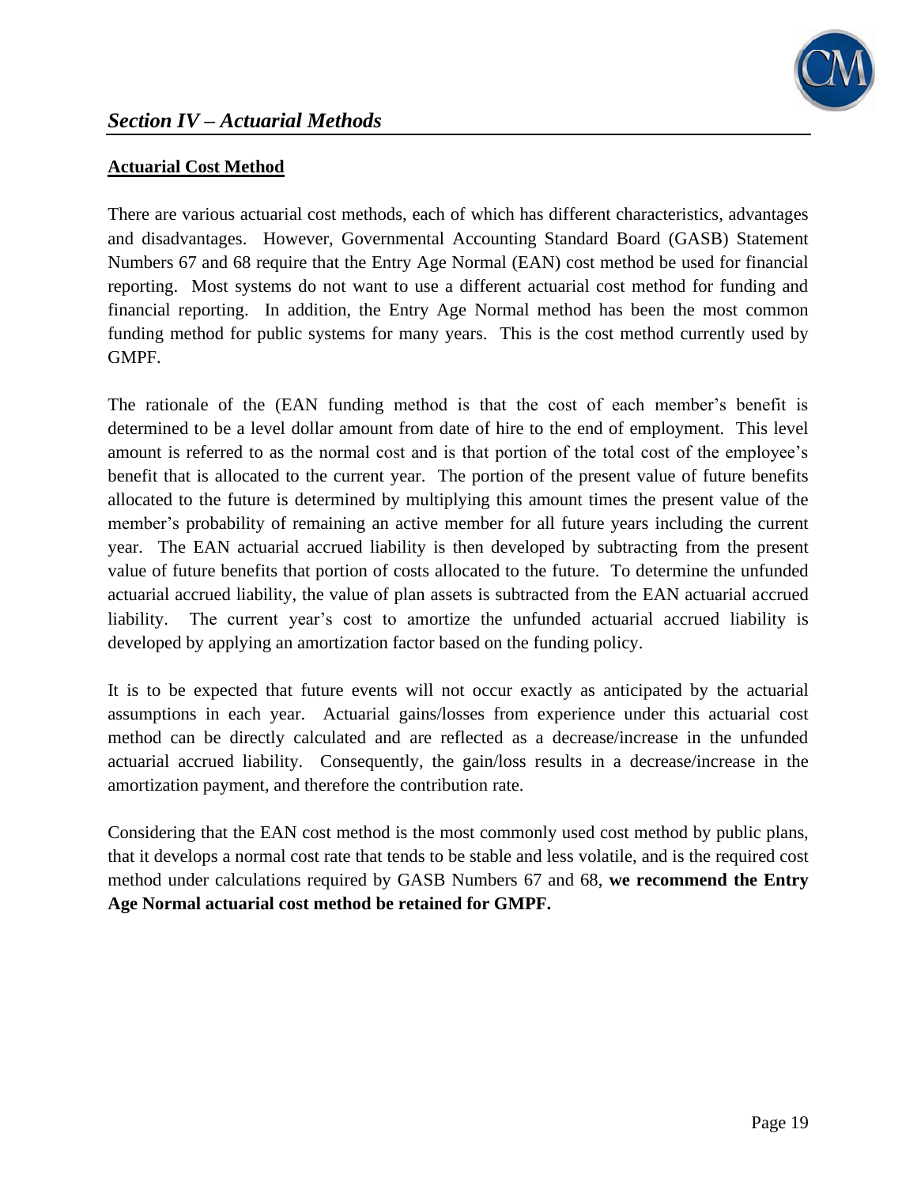## *Section IV – Actuarial Methods*

### Actuarial Cost Method

There are various actuarial cost methods, each of which has different characteristics, advantages and disadvantages. However, Governmental Accounting Standard Board (GASB) Statement Numbers 67 and 68 require that the Entry Age Normal (EAN) cost method be used for financial reporting. Most systems do not want to use a different actuarial cost method for funding and financial reporting. In addition, the Entry Age Normal method has been the most common funding method for public systems for many years. This is the cost method currently used by GMPF.

The rationale of the (EAN funding method is that the cost of each member's benefit is determined to be a level dollar amount from date of hire to the end of employment. This level amount is referred to as the normal cost and is that portion of the total cost of the employee's benefit that is allocated to the current year. The portion of the present value of future benefits allocated to the future is determined by multiplying this amount times the present value of the member's probability of remaining an active member for all future years including the current year. The EAN actuarial accrued liability is then developed by subtracting from the present value of future benefits that portion of costs allocated to the future. To determine the unfunded actuarial accrued liability, the value of plan assets is subtracted from the EAN actuarial accrued liability. The current year's cost to amortize the unfunded actuarial accrued liability is developed by applying an amortization factor based on the funding policy.

It is to be expected that future events will not occur exactly as anticipated by the actuarial assumptions in each year. Actuarial gains/losses from experience under this actuarial cost method can be directly calculated and are reflected as a decrease/increase in the unfunded actuarial accrued liability. Consequently, the gain/loss results in a decrease/increase in the amortization payment, and therefore the contribution rate.

Considering that the EAN cost method is the most commonly used cost method by public plans, that it develops a normal cost rate that tends to be stable and less volatile, and is the required cost method under calculations required by GASB Numbers 67 and 68, **we recommend the Entry Age Normal actuarial cost method be retained for GMPF.**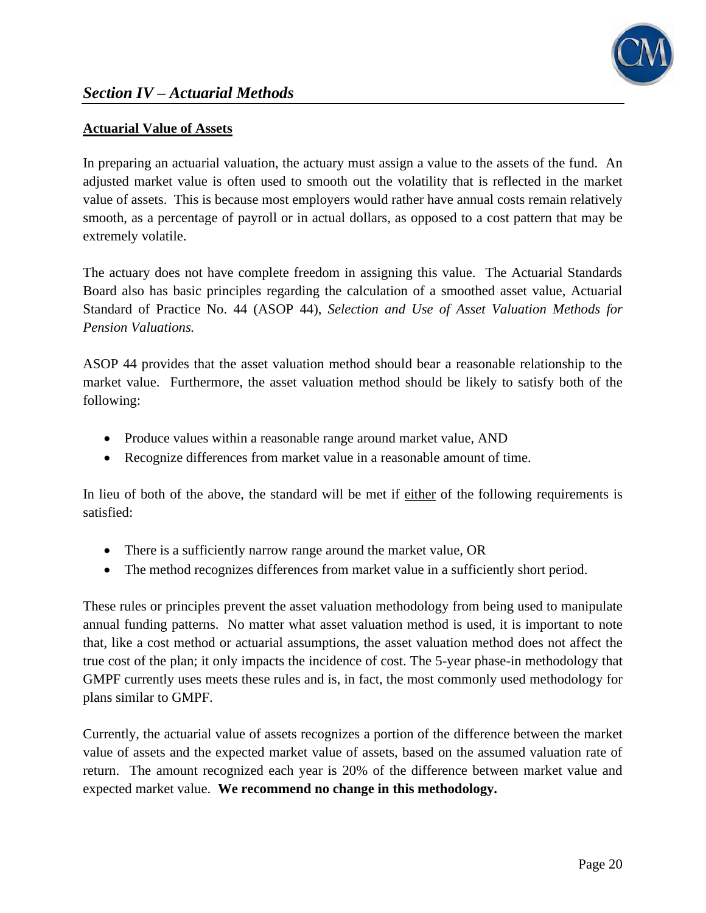## *Section IV – Actuarial Methods*

### Actuarial Value of Assets

In preparing an actuarial valuation, the actuary must assign a value to the assets of the fund. An adjusted market value is often used to smooth out the volatility that is reflected in the market value of assets. This is because most employers would rather have annual costs remain relatively smooth, as a percentage of payroll or in actual dollars, as opposed to a cost pattern that may be extremely volatile.

The actuary does not have complete freedom in assigning this value. The Actuarial Standards Board also has basic principles regarding the calculation of a smoothed asset value, Actuarial Standard of Practice No. 44 (ASOP 44), *Selection and Use of Asset Valuation Methods for Pension Valuations.*

ASOP 44 provides that the asset valuation method should bear a reasonable relationship to the market value. Furthermore, the asset valuation method should be likely to satisfy both of the following:

- Produce values within a reasonable range around market value, AND
- Recognize differences from market value in a reasonable amount of time.

In lieu of both of the above, the standard will be met if <u>either</u> of the following requirements is satisfied:

- There is a sufficiently narrow range around the market value, OR
- The method recognizes differences from market value in a sufficiently short period.

These rules or principles prevent the asset valuation methodology from being used to manipulate annual funding patterns. No matter what asset valuation method is used, it is important to note that, like a cost method or actuarial assumptions, the asset valuation method does not affect the true cost of the plan; it only impacts the incidence of cost. The 5-year phase-in methodology that GMPF currently uses meets these rules and is, in fact, the most commonly used methodology for plans similar to GMPF.

Currently, the actuarial value of assets recognizes a portion of the difference between the market value of assets and the expected market value of assets, based on the assumed valuation rate of return. The amount recognized each year is 20% of the difference between market value and expected market value. **We recommend no change in this methodology.**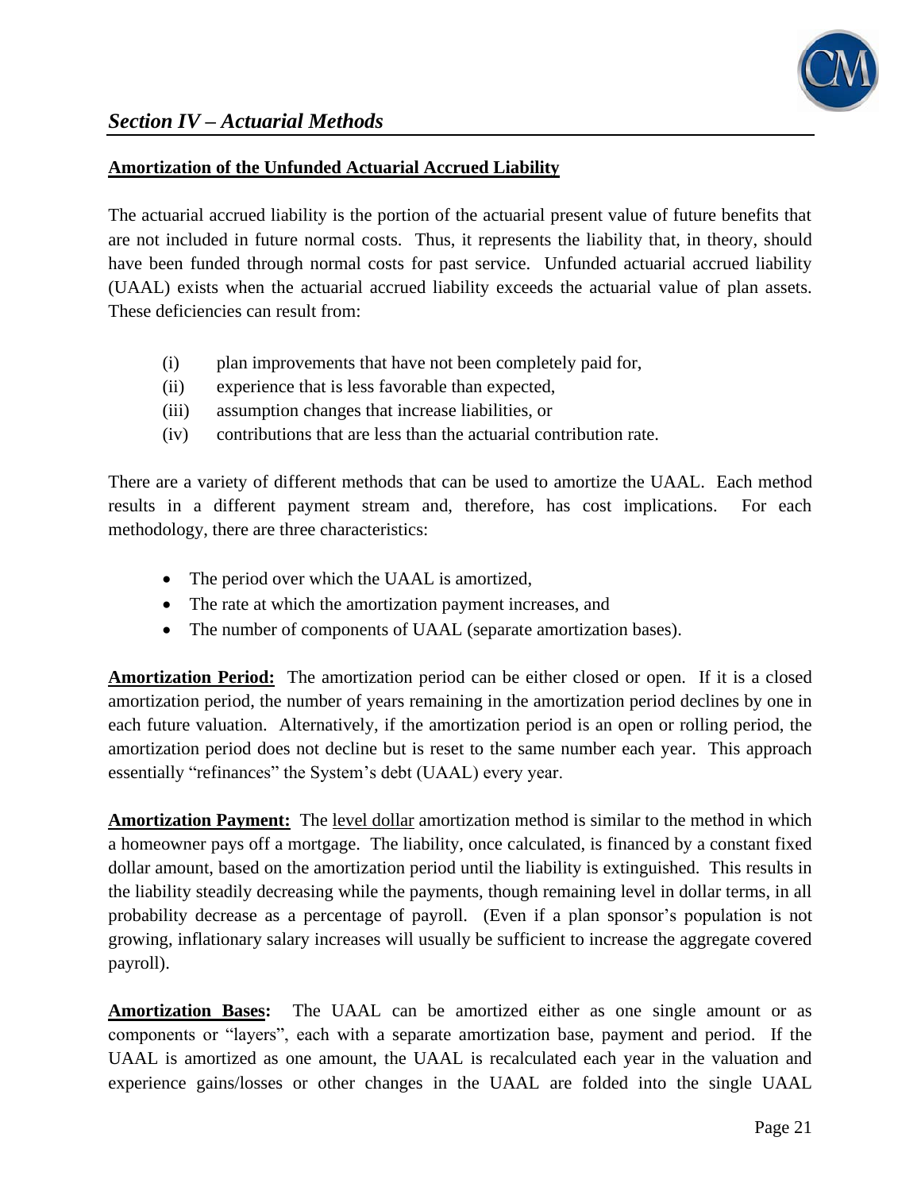## *Section IV – Actuarial Methods*

### Amortization of the Unfunded Actuarial Accrued Liability

The actuarial accrued liability is the portion of the actuarial present value of future benefits that are not included in future normal costs. Thus, it represents the liability that, in theory, should have been funded through normal costs for past service. Unfunded actuarial accrued liability (UAAL) exists when the actuarial accrued liability exceeds the actuarial value of plan assets. These deficiencies can result from:

- (i) plan improvements that have not been completely paid for,
- (ii) experience that is less favorable than expected,
- (iii) assumption changes that increase liabilities, or
- (iv) contributions that are less than the actuarial contribution rate.

There are a variety of different methods that can be used to amortize the UAAL. Each method results in a different payment stream and, therefore, has cost implications. For each methodology, there are three characteristics:

- The period over which the UAAL is amortized,
- The rate at which the amortization payment increases, and
- The number of components of UAAL (separate amortization bases).

**Amortization Period:** The amortization period can be either closed or open. If it is a closed amortization period, the number of years remaining in the amortization period declines by one in each future valuation. Alternatively, if the amortization period is an open or rolling period, the amortization period does not decline but is reset to the same number each year. This approach essentially "refinances" the System's debt (UAAL) every year.

**Amortization Payment:** The level dollar amortization method is similar to the method in which a homeowner pays off a mortgage. The liability, once calculated, is financed by a constant fixed dollar amount, based on the amortization period until the liability is extinguished. This results in the liability steadily decreasing while the payments, though remaining level in dollar terms, in all probability decrease as a percentage of payroll. (Even if a plan sponsor's population is not growing, inflationary salary increases will usually be sufficient to increase the aggregate covered payroll).

**Amortization Bases:** The UAAL can be amortized either as one single amount or as components or "layers", each with a separate amortization base, payment and period. If the UAAL is amortized as one amount, the UAAL is recalculated each year in the valuation and experience gains/losses or other changes in the UAAL are folded into the single UAAL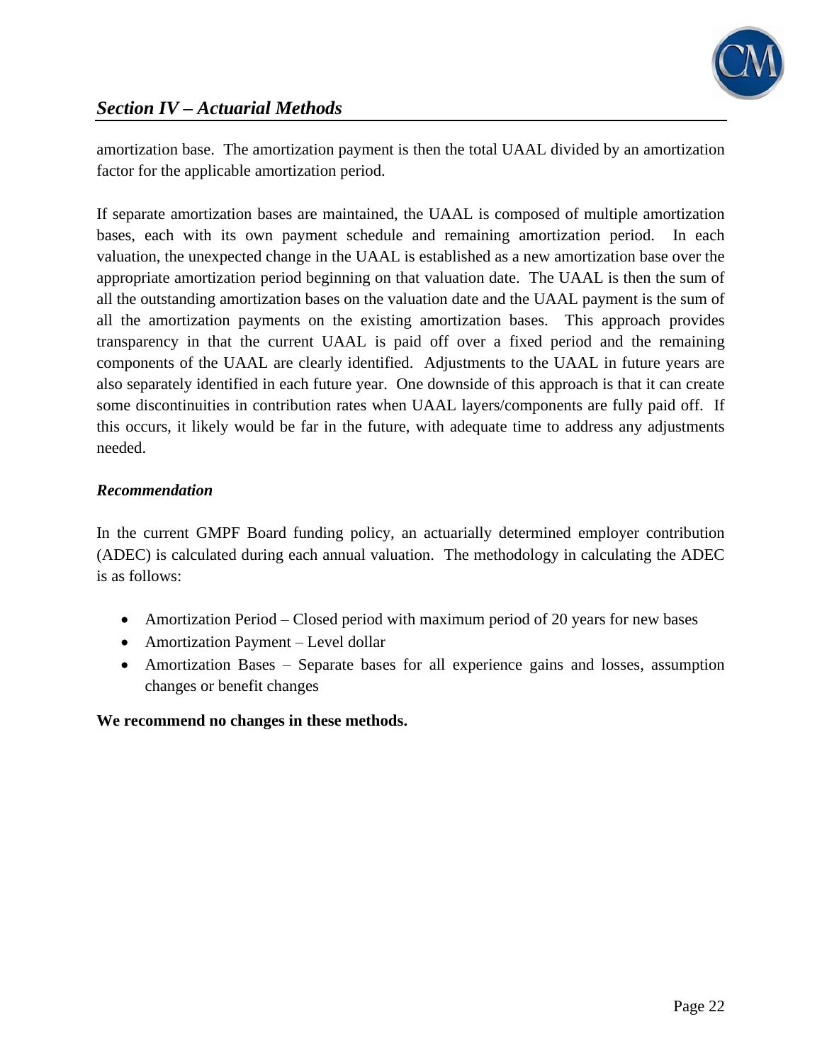amortization base. The amortization payment is then the total UAAL divided by an amortization factor for the applicable amortization period.

If separate amortization bases are maintained, the UAAL is composed of multiple amortization bases, each with its own payment schedule and remaining amortization period. In each valuation, the unexpected change in the UAAL is established as a new amortization base over the appropriate amortization period beginning on that valuation date. The UAAL is then the sum of all the outstanding amortization bases on the valuation date and the UAAL payment is the sum of all the amortization payments on the existing amortization bases. This approach provides transparency in that the current UAAL is paid off over a fixed period and the remaining components of the UAAL are clearly identified. Adjustments to the UAAL in future years are also separately identified in each future year. One downside of this approach is that it can create some discontinuities in contribution rates when UAAL layers/components are fully paid off. If this occurs, it likely would be far in the future, with adequate time to address any adjustments needed.

### *Recommendation*

In the current GMPF Board funding policy, an actuarially determined employer contribution (ADEC) is calculated during each annual valuation. The methodology in calculating the ADEC is as follows:

- Amortization Period – Closed period with maximum period of 20 years for new bases
- Amortization Payment – Level dollar
- Amortization Bases – Separate bases for all experience gains and losses, assumption changes or benefit changes

**We recommend no changes in these methods.**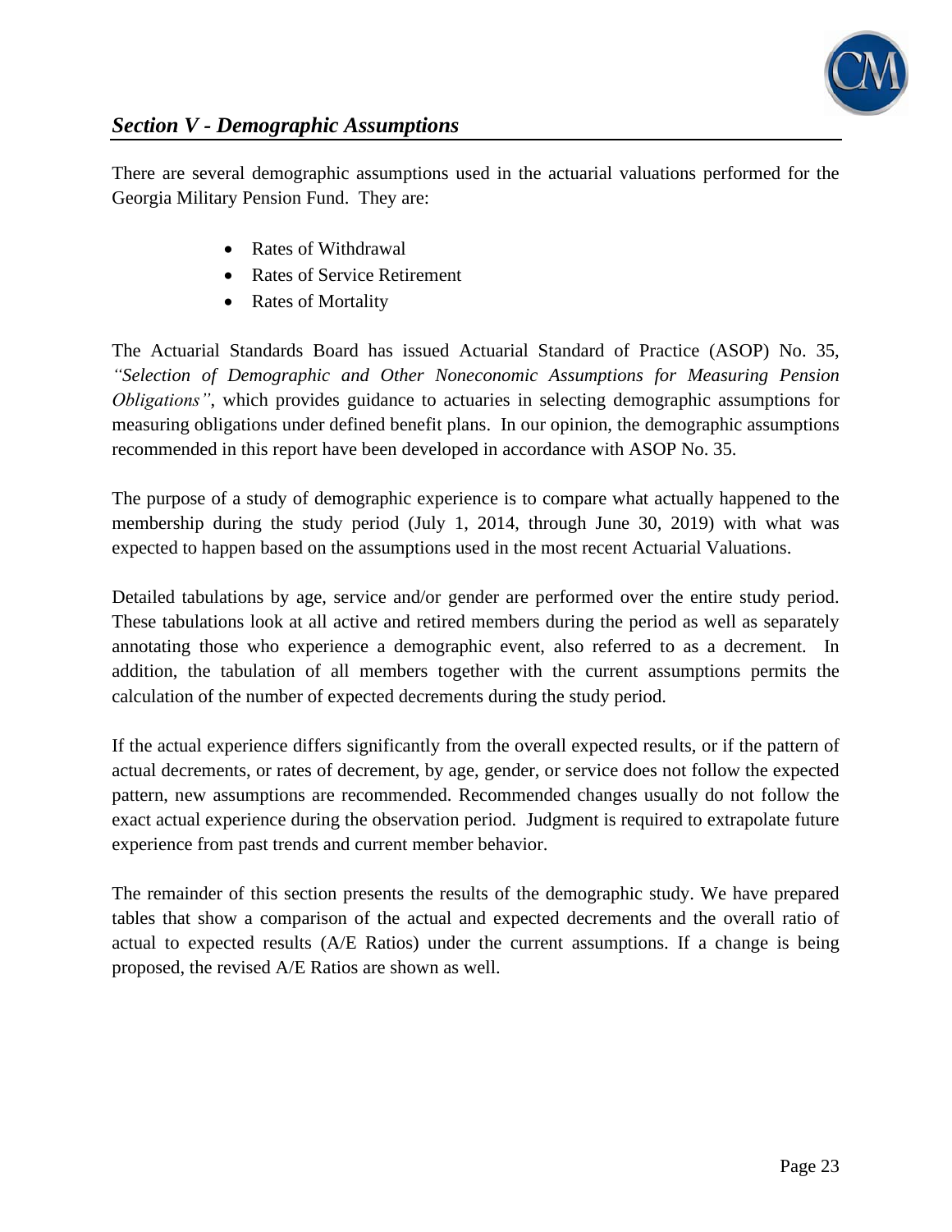## *Section V - Demographic Assumptions*

There are several demographic assumptions used in the actuarial valuations performed for the Georgia Military Pension Fund. They are:

- Rates of Withdrawal
- Rates of Service Retirement
- Rates of Mortality

The Actuarial Standards Board has issued Actuarial Standard of Practice (ASOP) No. 35, *"Selection of Demographic and Other Noneconomic Assumptions for Measuring Pension Obligations"*, which provides guidance to actuaries in selecting demographic assumptions for measuring obligations under defined benefit plans. In our opinion, the demographic assumptions recommended in this report have been developed in accordance with ASOP No. 35.

The purpose of a study of demographic experience is to compare what actually happened to the membership during the study period (July 1, 2014, through June 30, 2019) with what was expected to happen based on the assumptions used in the most recent Actuarial Valuations.

Detailed tabulations by age, service and/or gender are performed over the entire study period. These tabulations look at all active and retired members during the period as well as separately annotating those who experience a demographic event, also referred to as a decrement. In addition, the tabulation of all members together with the current assumptions permits the calculation of the number of expected decrements during the study period.

If the actual experience differs significantly from the overall expected results, or if the pattern of actual decrements, or rates of decrement, by age, gender, or service does not follow the expected pattern, new assumptions are recommended. Recommended changes usually do not follow the exact actual experience during the observation period. Judgment is required to extrapolate future experience from past trends and current member behavior.

The remainder of this section presents the results of the demographic study. We have prepared tables that show a comparison of the actual and expected decrements and the overall ratio of actual to expected results (A/E Ratios) under the current assumptions. If a change is being proposed, the revised A/E Ratios are shown as well.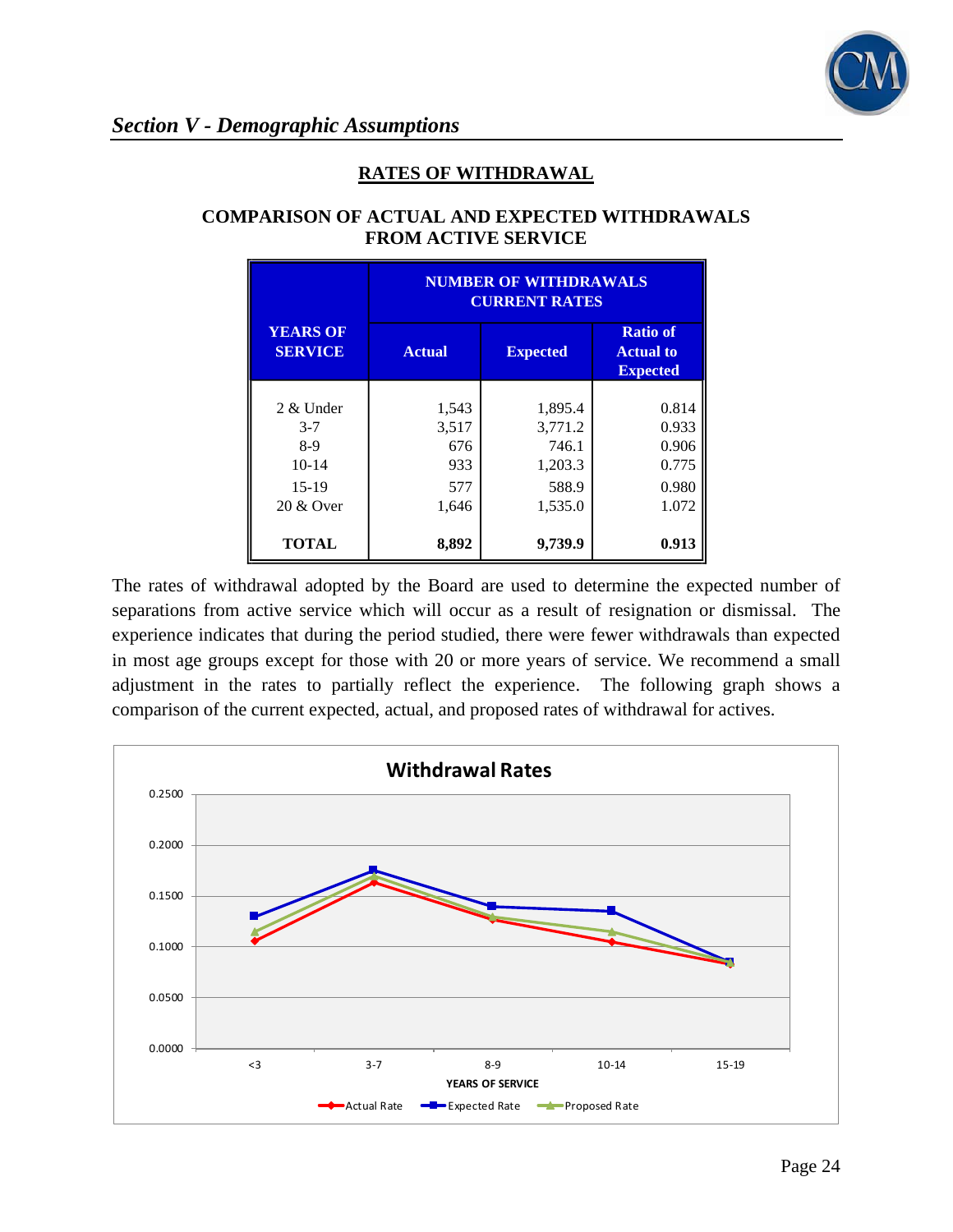## Section V - Demographic Assumptions

### RATES OF WITHDRAWAL

**COMPARISON OF ACTUAL AND EXPECTED WITHDRAWALS FROM ACTIVE SERVICE**

| YEARS OF SERVICE | NUMBER OF WITHDRAWALS CURRENT RATES | | |
|---|---|---|---|
| | Actual | Expected | Ratio of Actual to Expected |
| 2 & Under | 1,543 | 1,895.4 | 0.814 |
| 3-7 | 3,517 | 3,771.2 | 0.933 |
| 8-9 | 676 | 746.1 | 0.906 |
| 10-14 | 933 | 1,203.3 | 0.775 |
| 15-19 | 577 | 588.9 | 0.980 |
| 20 & Over | 1,646 | 1,535.0 | 1.072 |
| **TOTAL** | **8,892** | **9,739.9** | **0.913** |

The rates of withdrawal adopted by the Board are used to determine the expected number of separations from active service which will occur as a result of resignation or dismissal. The experience indicates that during the period studied, there were fewer withdrawals than expected in most age groups except for those with 20 or more years of service. We recommend a small adjustment in the rates to partially reflect the experience. The following graph shows a comparison of the current expected, actual, and proposed rates of withdrawal for actives.

**Withdrawal Rates**

| YEARS OF SERVICE | Actual Rate | Expected Rate | Proposed Rate |
|---|---|---|---|
| <3 | ~0.105 | ~0.130 | ~0.115 |
| 3-7 | ~0.163 | ~0.175 | ~0.170 |
| 8-9 | ~0.127 | ~0.140 | ~0.130 |
| 10-14 | ~0.105 | ~0.135 | ~0.115 |
| 15-19 | ~0.083 | ~0.085 | ~0.083 |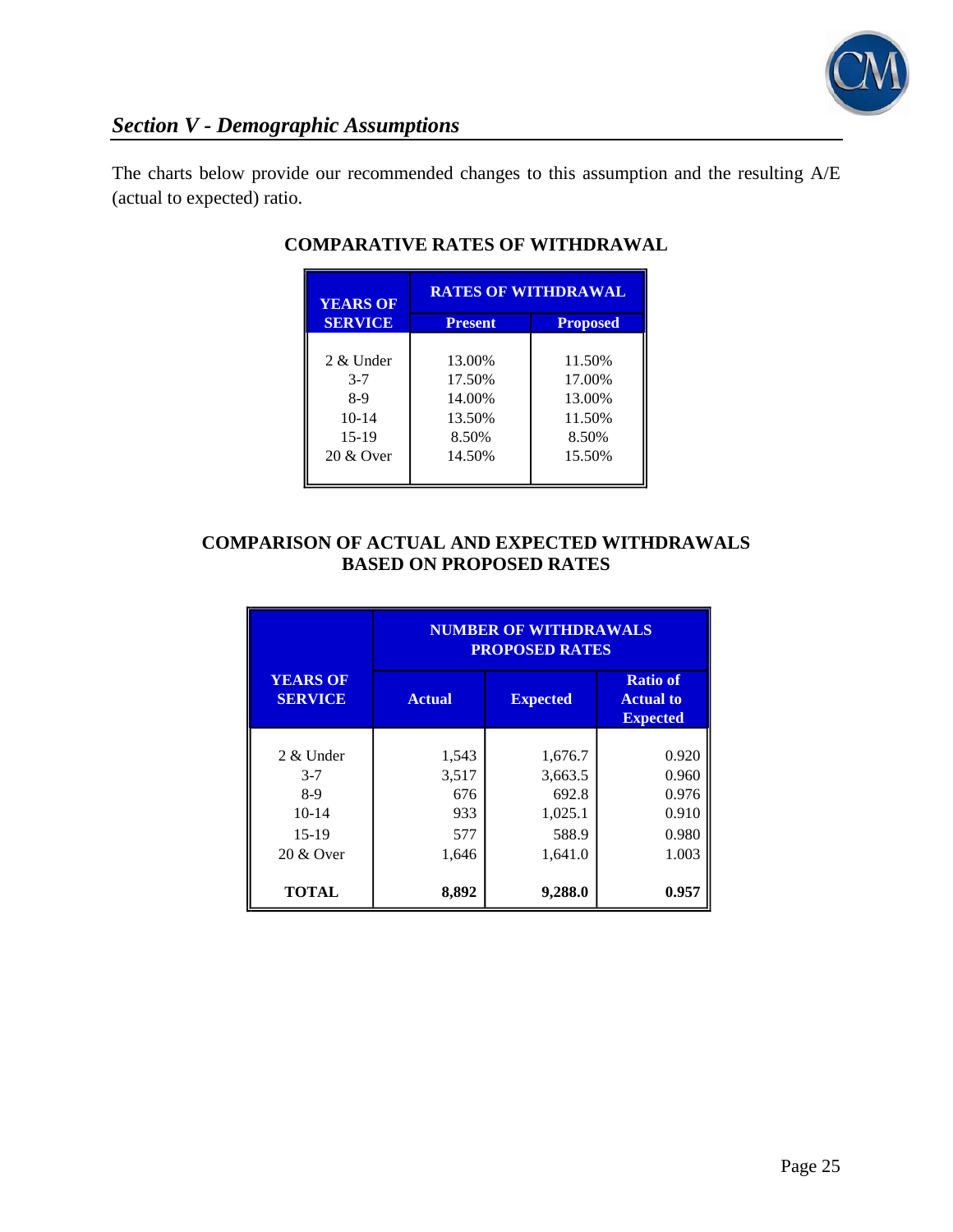## *Section V - Demographic Assumptions*

The charts below provide our recommended changes to this assumption and the resulting A/E (actual to expected) ratio.

**COMPARATIVE RATES OF WITHDRAWAL**

| YEARS OF SERVICE | RATES OF WITHDRAWAL | |
|---|---|---|
| | Present | Proposed |
| 2 & Under | 13.00% | 11.50% |
| 3-7 | 17.50% | 17.00% |
| 8-9 | 14.00% | 13.00% |
| 10-14 | 13.50% | 11.50% |
| 15-19 | 8.50% | 8.50% |
| 20 & Over | 14.50% | 15.50% |

**COMPARISON OF ACTUAL AND EXPECTED WITHDRAWALS BASED ON PROPOSED RATES**

| YEARS OF SERVICE | NUMBER OF WITHDRAWALS PROPOSED RATES | | |
|---|---|---|---|
| | Actual | Expected | Ratio of Actual to Expected |
| 2 & Under | 1,543 | 1,676.7 | 0.920 |
| 3-7 | 3,517 | 3,663.5 | 0.960 |
| 8-9 | 676 | 692.8 | 0.976 |
| 10-14 | 933 | 1,025.1 | 0.910 |
| 15-19 | 577 | 588.9 | 0.980 |
| 20 & Over | 1,646 | 1,641.0 | 1.003 |
| **TOTAL** | **8,892** | **9,288.0** | **0.957** |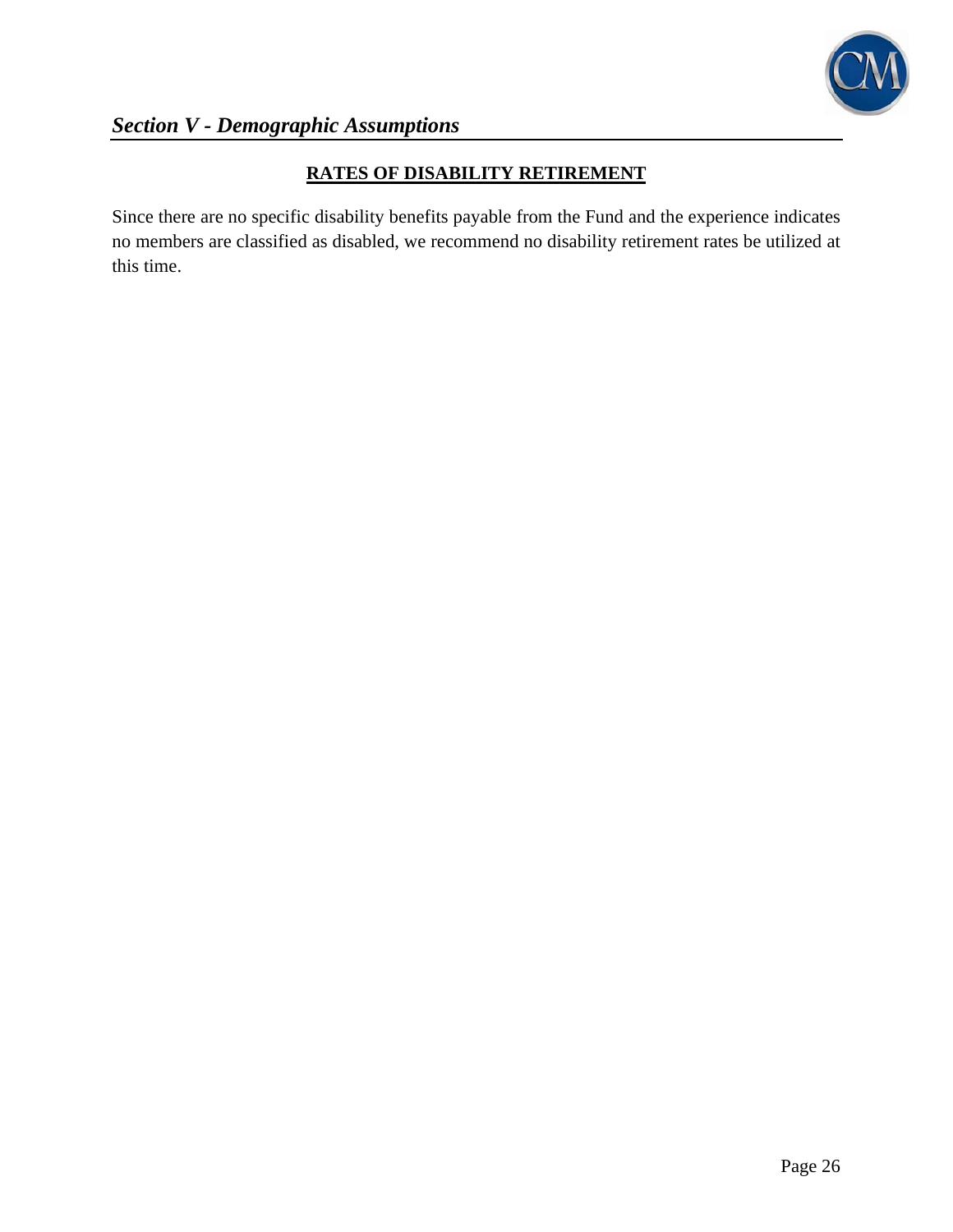## RATES OF DISABILITY RETIREMENT

Since there are no specific disability benefits payable from the Fund and the experience indicates no members are classified as disabled, we recommend no disability retirement rates be utilized at this time.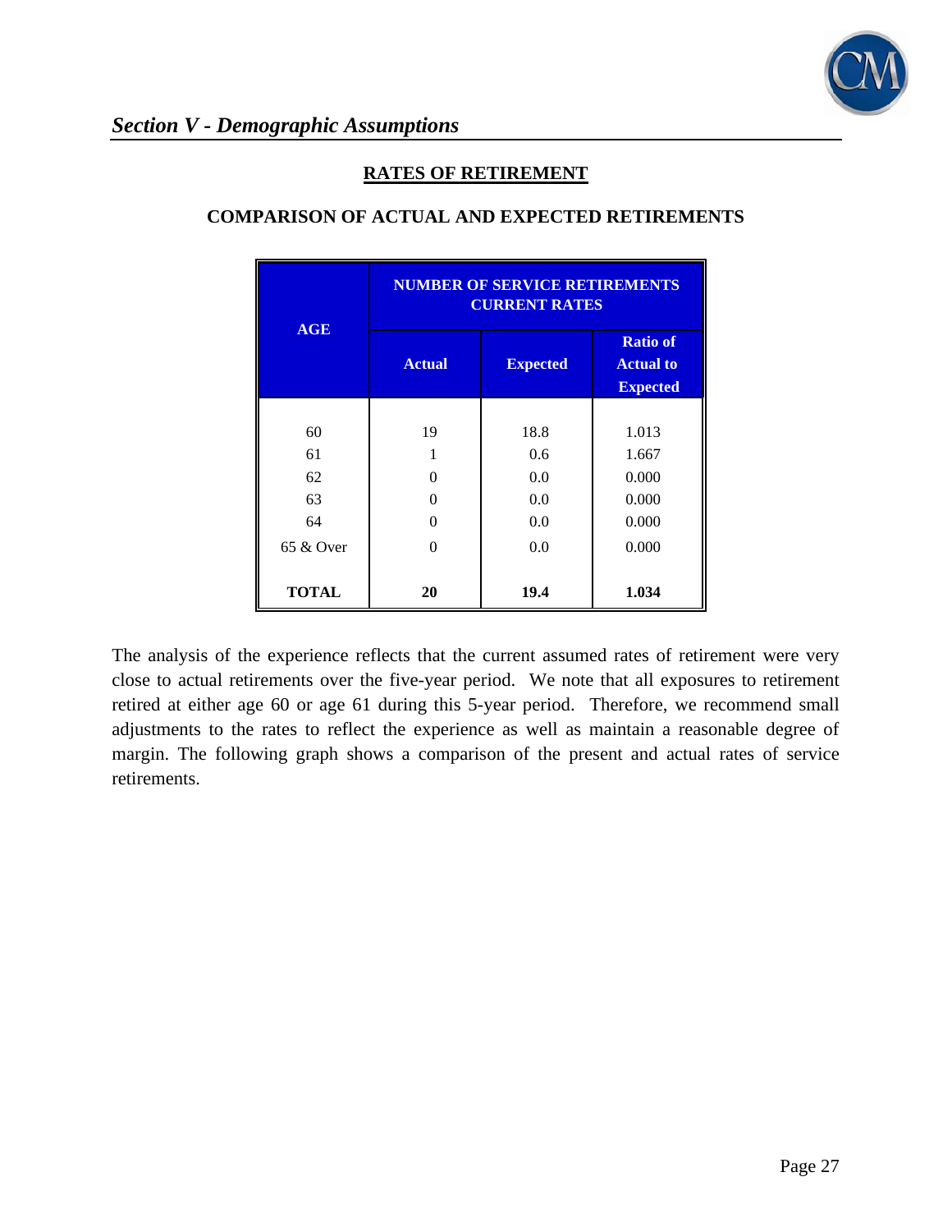## Section V - Demographic Assumptions

### RATES OF RETIREMENT

**COMPARISON OF ACTUAL AND EXPECTED RETIREMENTS**

| AGE | NUMBER OF SERVICE RETIREMENTS CURRENT RATES | | |
|---|---|---|---|
| | Actual | Expected | Ratio of Actual to Expected |
| 60 | 19 | 18.8 | 1.013 |
| 61 | 1 | 0.6 | 1.667 |
| 62 | 0 | 0.0 | 0.000 |
| 63 | 0 | 0.0 | 0.000 |
| 64 | 0 | 0.0 | 0.000 |
| 65 & Over | 0 | 0.0 | 0.000 |
| **TOTAL** | **20** | **19.4** | **1.034** |

The analysis of the experience reflects that the current assumed rates of retirement were very close to actual retirements over the five-year period. We note that all exposures to retirement retired at either age 60 or age 61 during this 5-year period. Therefore, we recommend small adjustments to the rates to reflect the experience as well as maintain a reasonable degree of margin. The following graph shows a comparison of the present and actual rates of service retirements.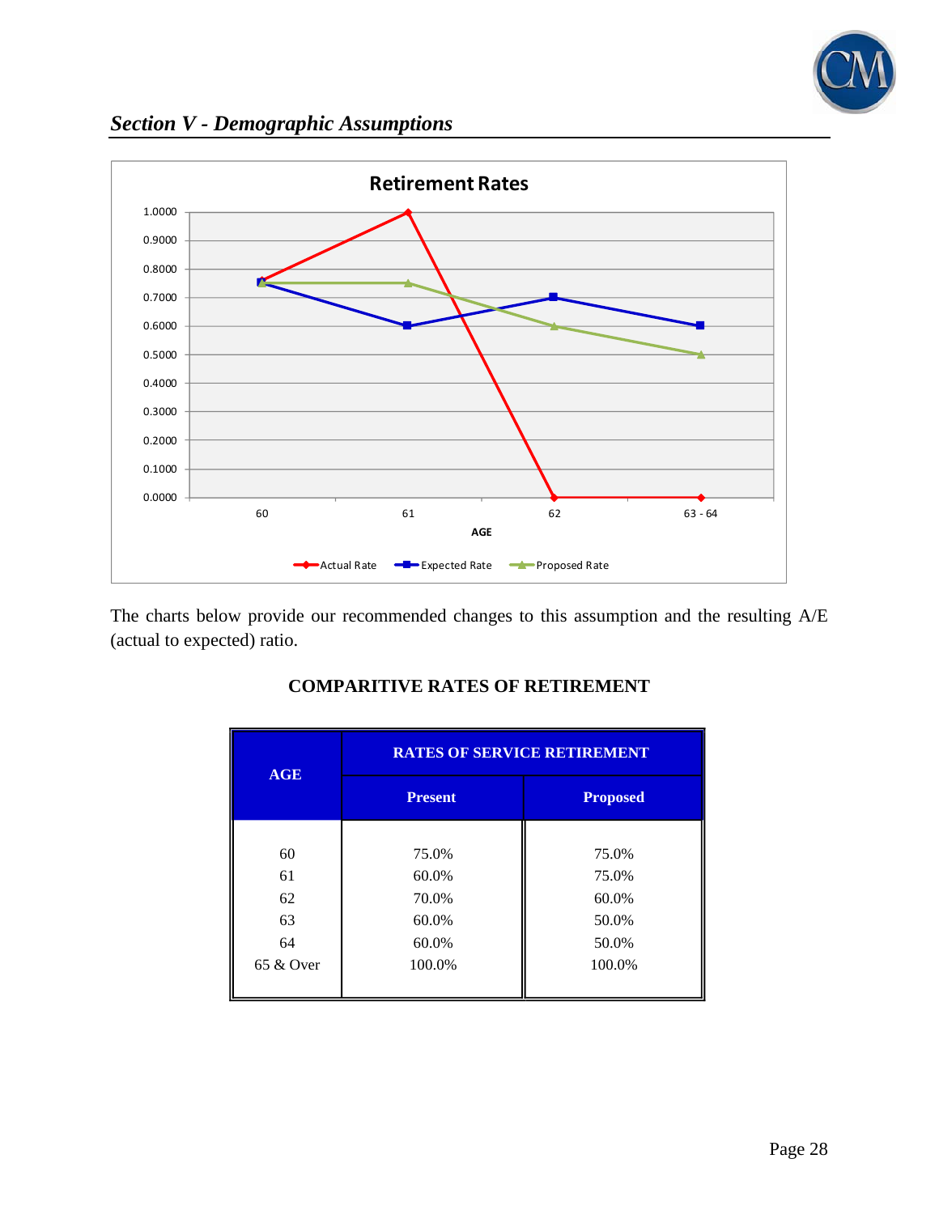## *Section V - Demographic Assumptions*

**Retirement Rates**

| AGE | Actual Rate | Expected Rate | Proposed Rate |
|---|---|---|---|
| 60 | 0.7500 | 0.7500 | 0.7500 |
| 61 | 1.0000 | 0.6000 | 0.7500 |
| 62 | 0.0000 | 0.7000 | 0.6000 |
| 63 - 64 | 0.0000 | 0.6000 | 0.5000 |

The charts below provide our recommended changes to this assumption and the resulting A/E (actual to expected) ratio.

**COMPARITIVE RATES OF RETIREMENT**

| AGE | RATES OF SERVICE RETIREMENT | |
|---|---|---|
| | Present | Proposed |
| 60 | 75.0% | 75.0% |
| 61 | 60.0% | 75.0% |
| 62 | 70.0% | 60.0% |
| 63 | 60.0% | 50.0% |
| 64 | 60.0% | 50.0% |
| 65 & Over | 100.0% | 100.0% |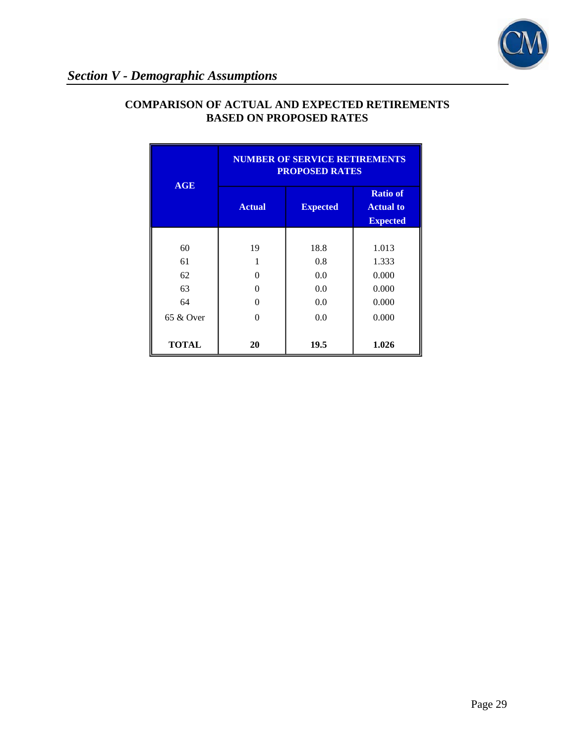## Section V - Demographic Assumptions

### COMPARISON OF ACTUAL AND EXPECTED RETIREMENTS BASED ON PROPOSED RATES

| AGE | NUMBER OF SERVICE RETIREMENTS PROPOSED RATES | | |
|---|---|---|---|
| | **Actual** | **Expected** | **Ratio of Actual to Expected** |
| 60 | 19 | 18.8 | 1.013 |
| 61 | 1 | 0.8 | 1.333 |
| 62 | 0 | 0.0 | 0.000 |
| 63 | 0 | 0.0 | 0.000 |
| 64 | 0 | 0.0 | 0.000 |
| 65 & Over | 0 | 0.0 | 0.000 |
| **TOTAL** | **20** | **19.5** | **1.026** |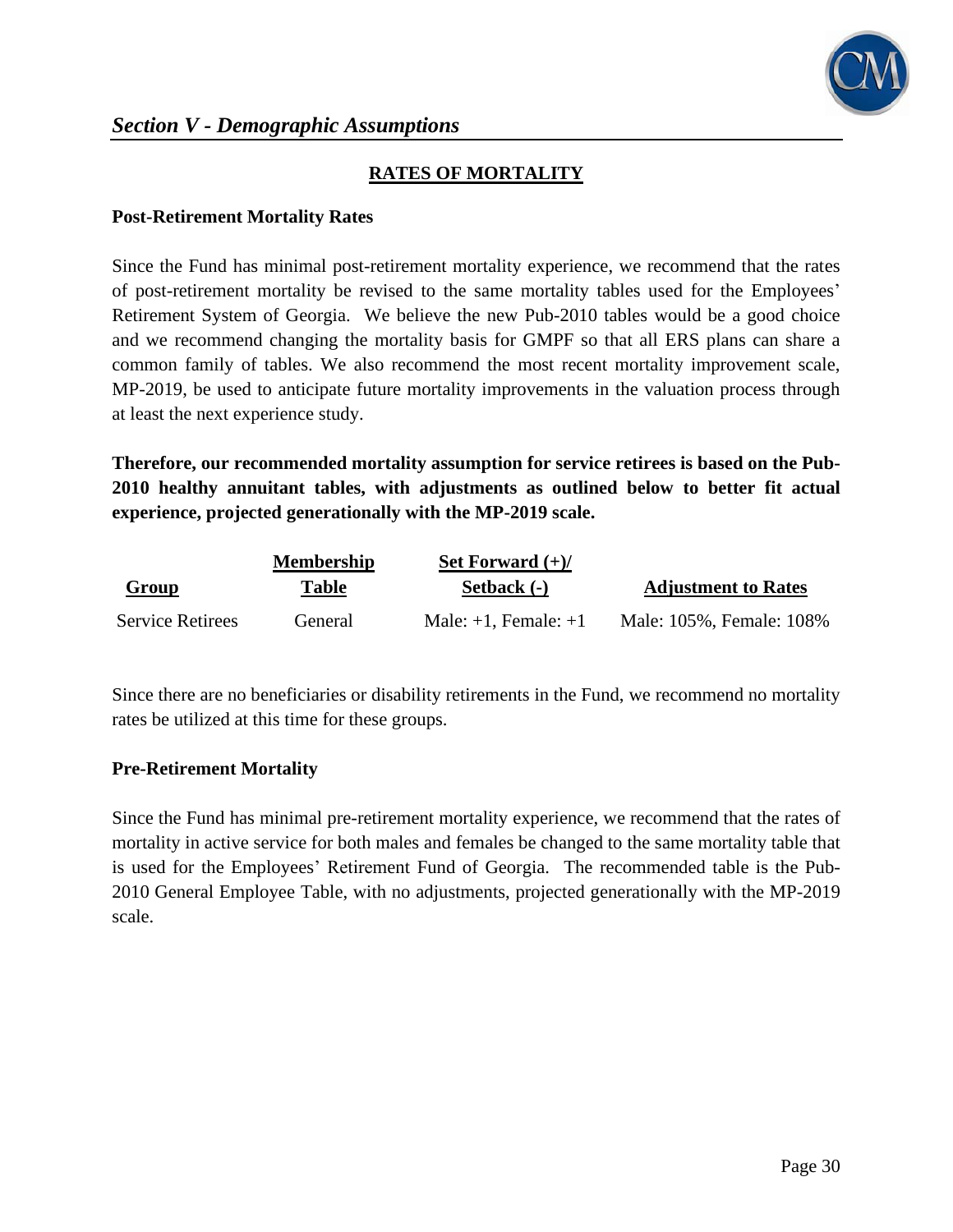## RATES OF MORTALITY

### Post-Retirement Mortality Rates

Since the Fund has minimal post-retirement mortality experience, we recommend that the rates of post-retirement mortality be revised to the same mortality tables used for the Employees' Retirement System of Georgia. We believe the new Pub-2010 tables would be a good choice and we recommend changing the mortality basis for GMPF so that all ERS plans can share a common family of tables. We also recommend the most recent mortality improvement scale, MP-2019, be used to anticipate future mortality improvements in the valuation process through at least the next experience study.

**Therefore, our recommended mortality assumption for service retirees is based on the Pub-2010 healthy annuitant tables, with adjustments as outlined below to better fit actual experience, projected generationally with the MP-2019 scale.**

| Group | Membership Table | Set Forward (+)/ Setback (-) | Adjustment to Rates |
|---|---|---|---|
| Service Retirees | General | Male: +1, Female: +1 | Male: 105%, Female: 108% |

Since there are no beneficiaries or disability retirements in the Fund, we recommend no mortality rates be utilized at this time for these groups.

### Pre-Retirement Mortality

Since the Fund has minimal pre-retirement mortality experience, we recommend that the rates of mortality in active service for both males and females be changed to the same mortality table that is used for the Employees' Retirement Fund of Georgia. The recommended table is the Pub-2010 General Employee Table, with no adjustments, projected generationally with the MP-2019 scale.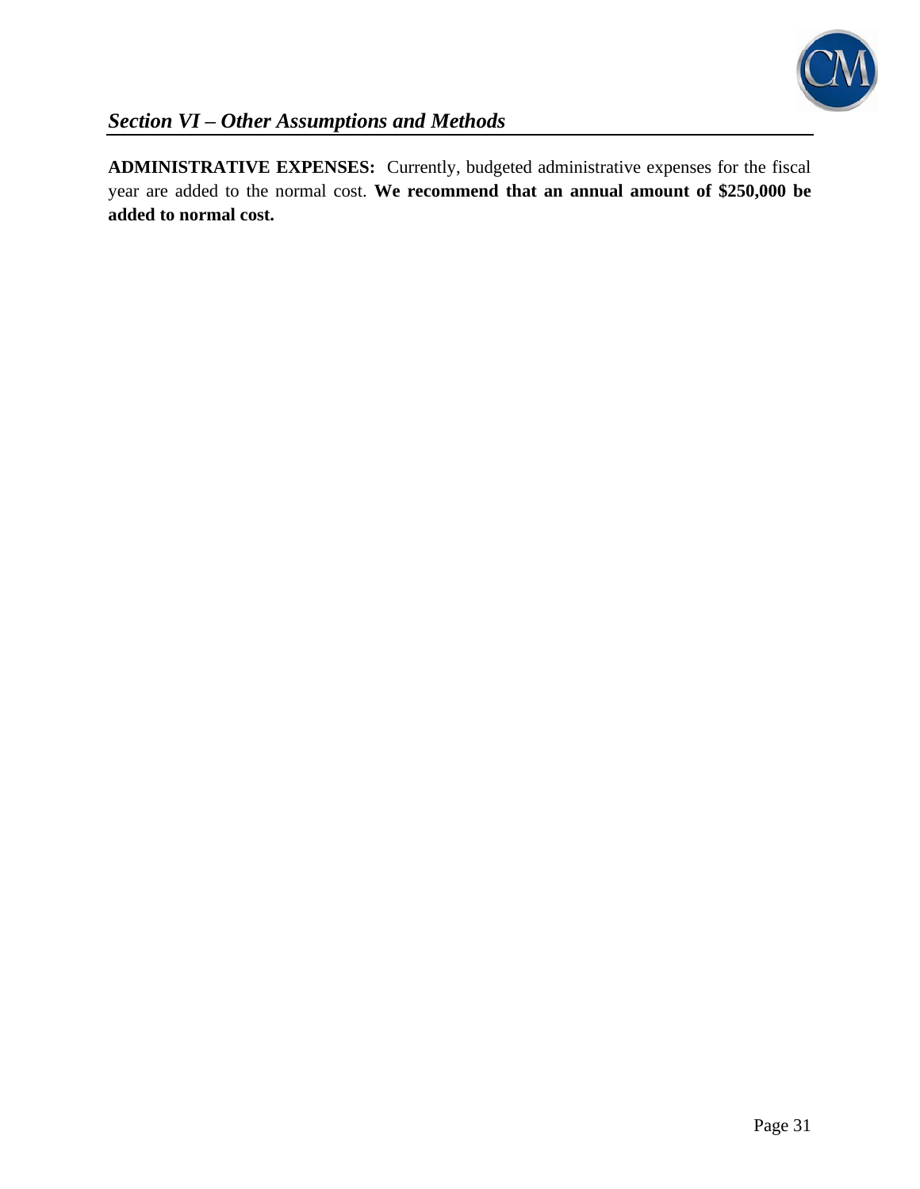## *Section VI – Other Assumptions and Methods*

**ADMINISTRATIVE EXPENSES:** Currently, budgeted administrative expenses for the fiscal year are added to the normal cost. **We recommend that an annual amount of $250,000 be added to normal cost.**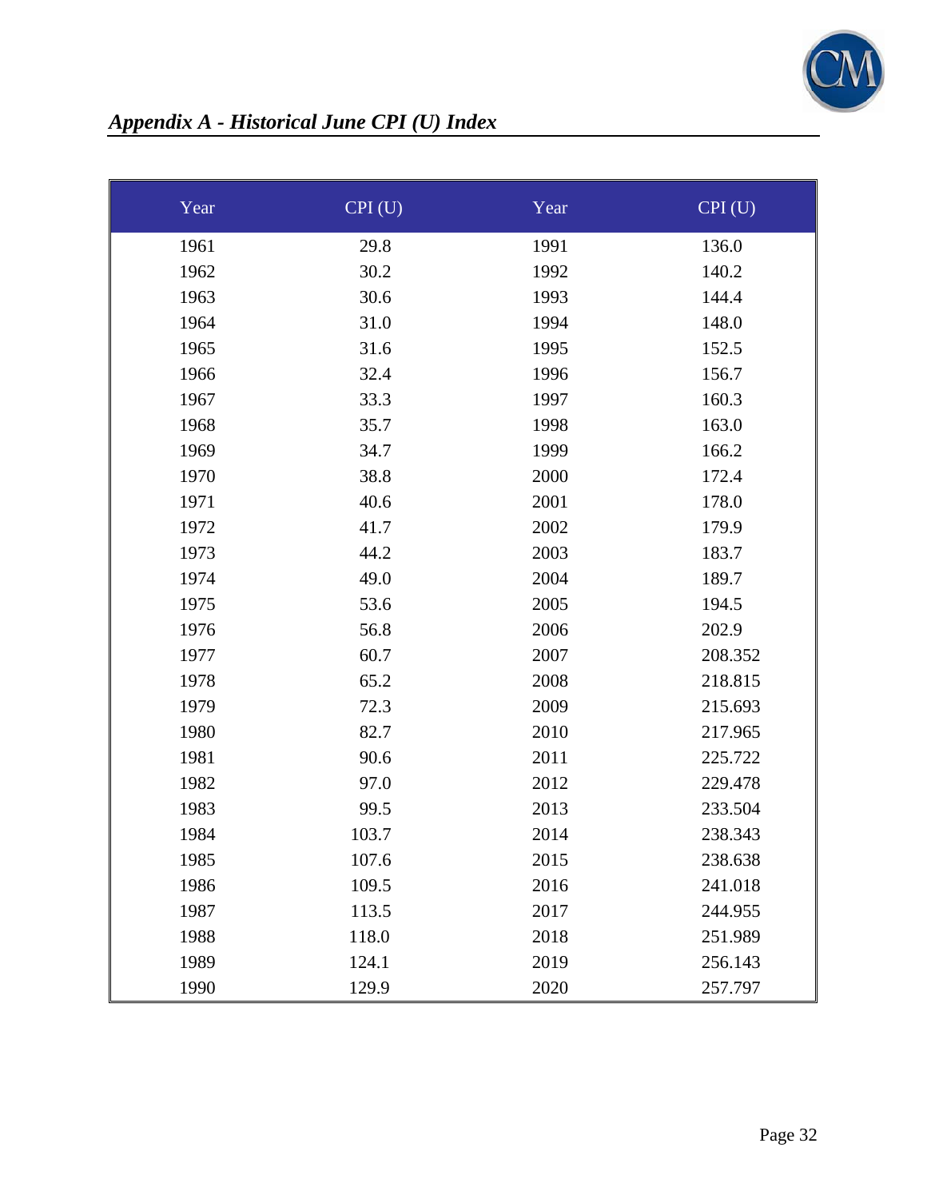## *Appendix A - Historical June CPI (U) Index*

| Year | CPI (U) | Year | CPI (U) |
|---|---|---|---|
| 1961 | 29.8 | 1991 | 136.0 |
| 1962 | 30.2 | 1992 | 140.2 |
| 1963 | 30.6 | 1993 | 144.4 |
| 1964 | 31.0 | 1994 | 148.0 |
| 1965 | 31.6 | 1995 | 152.5 |
| 1966 | 32.4 | 1996 | 156.7 |
| 1967 | 33.3 | 1997 | 160.3 |
| 1968 | 35.7 | 1998 | 163.0 |
| 1969 | 34.7 | 1999 | 166.2 |
| 1970 | 38.8 | 2000 | 172.4 |
| 1971 | 40.6 | 2001 | 178.0 |
| 1972 | 41.7 | 2002 | 179.9 |
| 1973 | 44.2 | 2003 | 183.7 |
| 1974 | 49.0 | 2004 | 189.7 |
| 1975 | 53.6 | 2005 | 194.5 |
| 1976 | 56.8 | 2006 | 202.9 |
| 1977 | 60.7 | 2007 | 208.352 |
| 1978 | 65.2 | 2008 | 218.815 |
| 1979 | 72.3 | 2009 | 215.693 |
| 1980 | 82.7 | 2010 | 217.965 |
| 1981 | 90.6 | 2011 | 225.722 |
| 1982 | 97.0 | 2012 | 229.478 |
| 1983 | 99.5 | 2013 | 233.504 |
| 1984 | 103.7 | 2014 | 238.343 |
| 1985 | 107.6 | 2015 | 238.638 |
| 1986 | 109.5 | 2016 | 241.018 |
| 1987 | 113.5 | 2017 | 244.955 |
| 1988 | 118.0 | 2018 | 251.989 |
| 1989 | 124.1 | 2019 | 256.143 |
| 1990 | 129.9 | 2020 | 257.797 |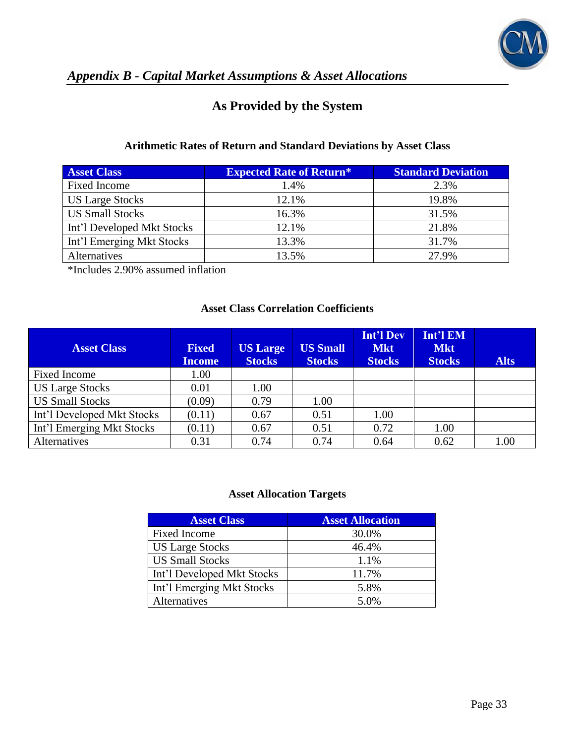## *Appendix B - Capital Market Assumptions & Asset Allocations*

### As Provided by the System

**Arithmetic Rates of Return and Standard Deviations by Asset Class**

| Asset Class | Expected Rate of Return* | Standard Deviation |
|---|---|---|
| Fixed Income | 1.4% | 2.3% |
| US Large Stocks | 12.1% | 19.8% |
| US Small Stocks | 16.3% | 31.5% |
| Int'l Developed Mkt Stocks | 12.1% | 21.8% |
| Int'l Emerging Mkt Stocks | 13.3% | 31.7% |
| Alternatives | 13.5% | 27.9% |

*Includes 2.90% assumed inflation

**Asset Class Correlation Coefficients**

| Asset Class | Fixed Income | US Large Stocks | US Small Stocks | Int'l Dev Mkt Stocks | Int'l EM Mkt Stocks | Alts |
|---|---|---|---|---|---|---|
| Fixed Income | 1.00 | | | | | |
| US Large Stocks | 0.01 | 1.00 | | | | |
| US Small Stocks | (0.09) | 0.79 | 1.00 | | | |
| Int'l Developed Mkt Stocks | (0.11) | 0.67 | 0.51 | 1.00 | | |
| Int'l Emerging Mkt Stocks | (0.11) | 0.67 | 0.51 | 0.72 | 1.00 | |
| Alternatives | 0.31 | 0.74 | 0.74 | 0.64 | 0.62 | 1.00 |

**Asset Allocation Targets**

| Asset Class | Asset Allocation |
|---|---|
| Fixed Income | 30.0% |
| US Large Stocks | 46.4% |
| US Small Stocks | 1.1% |
| Int'l Developed Mkt Stocks | 11.7% |
| Int'l Emerging Mkt Stocks | 5.8% |
| Alternatives | 5.0% |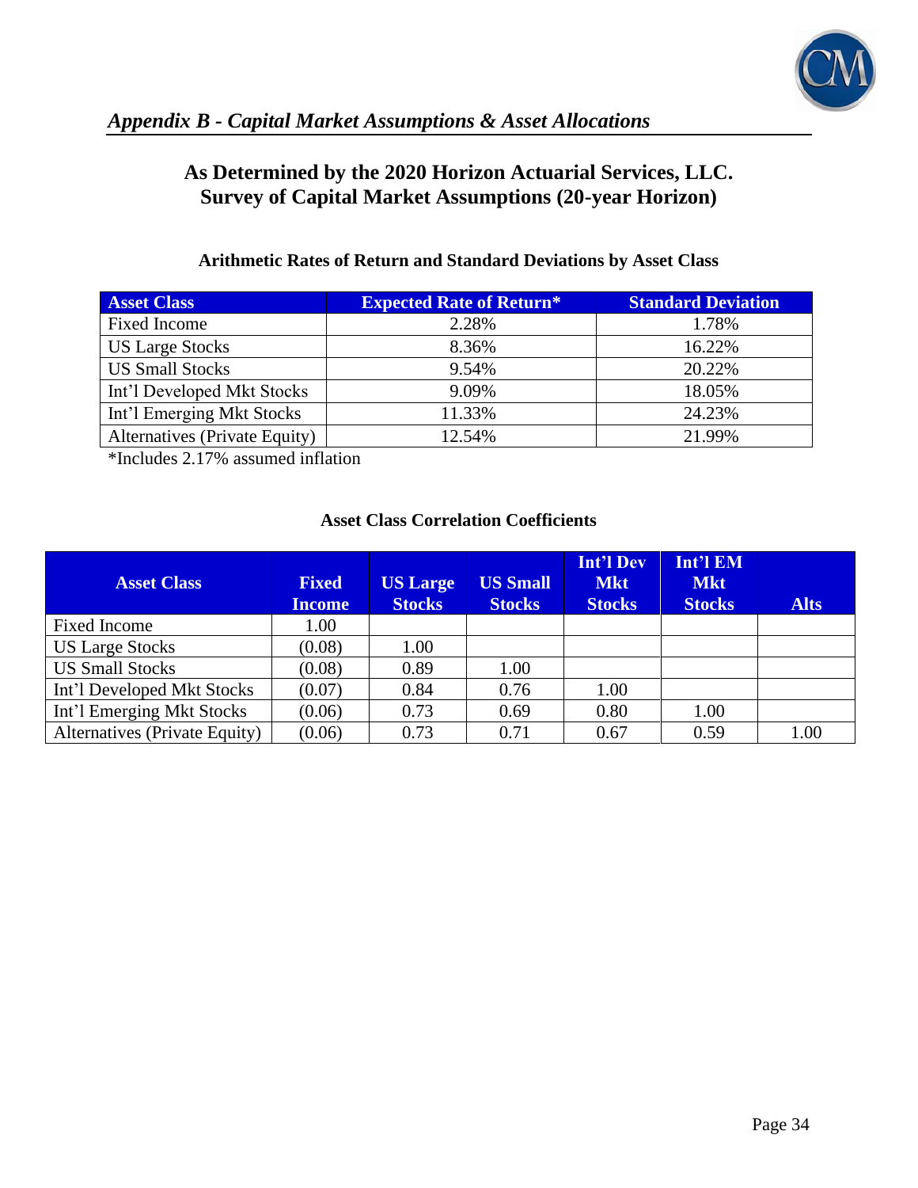## *Appendix B - Capital Market Assumptions & Asset Allocations*

### As Determined by the 2020 Horizon Actuarial Services, LLC. Survey of Capital Market Assumptions (20-year Horizon)

**Arithmetic Rates of Return and Standard Deviations by Asset Class**

| Asset Class | Expected Rate of Return* | Standard Deviation |
|---|---|---|
| Fixed Income | 2.28% | 1.78% |
| US Large Stocks | 8.36% | 16.22% |
| US Small Stocks | 9.54% | 20.22% |
| Int'l Developed Mkt Stocks | 9.09% | 18.05% |
| Int'l Emerging Mkt Stocks | 11.33% | 24.23% |
| Alternatives (Private Equity) | 12.54% | 21.99% |

*Includes 2.17% assumed inflation

**Asset Class Correlation Coefficients**

| Asset Class | Fixed Income | US Large Stocks | US Small Stocks | Int'l Dev Mkt Stocks | Int'l EM Mkt Stocks | Alts |
|---|---|---|---|---|---|---|
| Fixed Income | 1.00 | | | | | |
| US Large Stocks | (0.08) | 1.00 | | | | |
| US Small Stocks | (0.08) | 0.89 | 1.00 | | | |
| Int'l Developed Mkt Stocks | (0.07) | 0.84 | 0.76 | 1.00 | | |
| Int'l Emerging Mkt Stocks | (0.06) | 0.73 | 0.69 | 0.80 | 1.00 | |
| Alternatives (Private Equity) | (0.06) | 0.73 | 0.71 | 0.67 | 0.59 | 1.00 |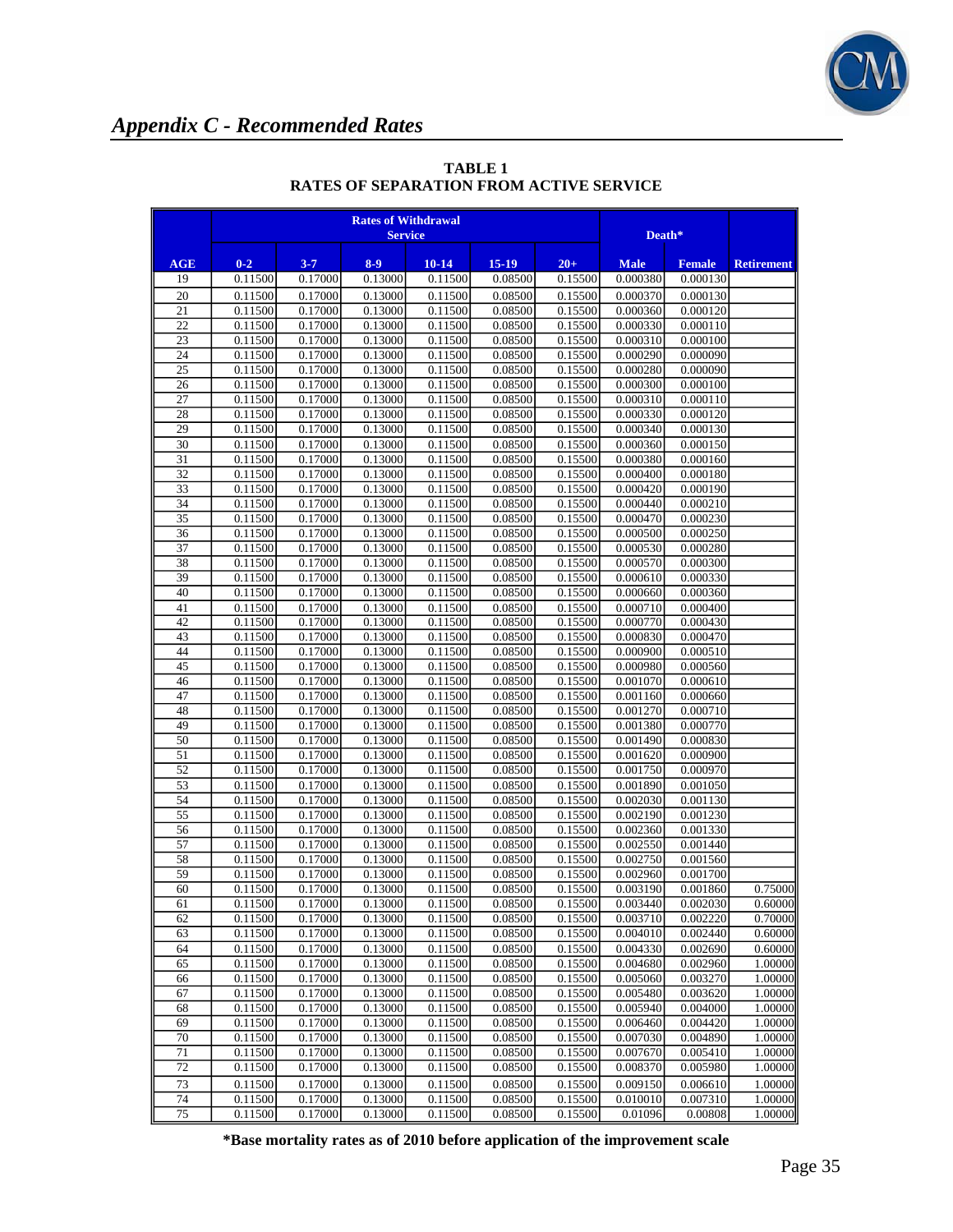## *Appendix C - Recommended Rates*

**TABLE 1**
**RATES OF SEPARATION FROM ACTIVE SERVICE**

| | Rates of Withdrawal Service | | | | | | Death* | | |
|---|---|---|---|---|---|---|---|---|---|
| AGE | 0-2 | 3-7 | 8-9 | 10-14 | 15-19 | 20+ | Male | Female | Retirement |
| 19 | 0.11500 | 0.17000 | 0.13000 | 0.11500 | 0.08500 | 0.15500 | 0.000380 | 0.000130 | |
| 20 | 0.11500 | 0.17000 | 0.13000 | 0.11500 | 0.08500 | 0.15500 | 0.000370 | 0.000130 | |
| 21 | 0.11500 | 0.17000 | 0.13000 | 0.11500 | 0.08500 | 0.15500 | 0.000360 | 0.000120 | |
| 22 | 0.11500 | 0.17000 | 0.13000 | 0.11500 | 0.08500 | 0.15500 | 0.000330 | 0.000110 | |
| 23 | 0.11500 | 0.17000 | 0.13000 | 0.11500 | 0.08500 | 0.15500 | 0.000310 | 0.000100 | |
| 24 | 0.11500 | 0.17000 | 0.13000 | 0.11500 | 0.08500 | 0.15500 | 0.000290 | 0.000090 | |
| 25 | 0.11500 | 0.17000 | 0.13000 | 0.11500 | 0.08500 | 0.15500 | 0.000280 | 0.000090 | |
| 26 | 0.11500 | 0.17000 | 0.13000 | 0.11500 | 0.08500 | 0.15500 | 0.000300 | 0.000100 | |
| 27 | 0.11500 | 0.17000 | 0.13000 | 0.11500 | 0.08500 | 0.15500 | 0.000310 | 0.000110 | |
| 28 | 0.11500 | 0.17000 | 0.13000 | 0.11500 | 0.08500 | 0.15500 | 0.000330 | 0.000120 | |
| 29 | 0.11500 | 0.17000 | 0.13000 | 0.11500 | 0.08500 | 0.15500 | 0.000340 | 0.000130 | |
| 30 | 0.11500 | 0.17000 | 0.13000 | 0.11500 | 0.08500 | 0.15500 | 0.000360 | 0.000150 | |
| 31 | 0.11500 | 0.17000 | 0.13000 | 0.11500 | 0.08500 | 0.15500 | 0.000380 | 0.000160 | |
| 32 | 0.11500 | 0.17000 | 0.13000 | 0.11500 | 0.08500 | 0.15500 | 0.000400 | 0.000180 | |
| 33 | 0.11500 | 0.17000 | 0.13000 | 0.11500 | 0.08500 | 0.15500 | 0.000420 | 0.000190 | |
| 34 | 0.11500 | 0.17000 | 0.13000 | 0.11500 | 0.08500 | 0.15500 | 0.000440 | 0.000210 | |
| 35 | 0.11500 | 0.17000 | 0.13000 | 0.11500 | 0.08500 | 0.15500 | 0.000470 | 0.000230 | |
| 36 | 0.11500 | 0.17000 | 0.13000 | 0.11500 | 0.08500 | 0.15500 | 0.000500 | 0.000250 | |
| 37 | 0.11500 | 0.17000 | 0.13000 | 0.11500 | 0.08500 | 0.15500 | 0.000530 | 0.000280 | |
| 38 | 0.11500 | 0.17000 | 0.13000 | 0.11500 | 0.08500 | 0.15500 | 0.000570 | 0.000300 | |
| 39 | 0.11500 | 0.17000 | 0.13000 | 0.11500 | 0.08500 | 0.15500 | 0.000610 | 0.000330 | |
| 40 | 0.11500 | 0.17000 | 0.13000 | 0.11500 | 0.08500 | 0.15500 | 0.000660 | 0.000360 | |
| 41 | 0.11500 | 0.17000 | 0.13000 | 0.11500 | 0.08500 | 0.15500 | 0.000710 | 0.000400 | |
| 42 | 0.11500 | 0.17000 | 0.13000 | 0.11500 | 0.08500 | 0.15500 | 0.000770 | 0.000430 | |
| 43 | 0.11500 | 0.17000 | 0.13000 | 0.11500 | 0.08500 | 0.15500 | 0.000830 | 0.000470 | |
| 44 | 0.11500 | 0.17000 | 0.13000 | 0.11500 | 0.08500 | 0.15500 | 0.000900 | 0.000510 | |
| 45 | 0.11500 | 0.17000 | 0.13000 | 0.11500 | 0.08500 | 0.15500 | 0.000980 | 0.000560 | |
| 46 | 0.11500 | 0.17000 | 0.13000 | 0.11500 | 0.08500 | 0.15500 | 0.001070 | 0.000610 | |
| 47 | 0.11500 | 0.17000 | 0.13000 | 0.11500 | 0.08500 | 0.15500 | 0.001160 | 0.000660 | |
| 48 | 0.11500 | 0.17000 | 0.13000 | 0.11500 | 0.08500 | 0.15500 | 0.001270 | 0.000710 | |
| 49 | 0.11500 | 0.17000 | 0.13000 | 0.11500 | 0.08500 | 0.15500 | 0.001380 | 0.000770 | |
| 50 | 0.11500 | 0.17000 | 0.13000 | 0.11500 | 0.08500 | 0.15500 | 0.001490 | 0.000830 | |
| 51 | 0.11500 | 0.17000 | 0.13000 | 0.11500 | 0.08500 | 0.15500 | 0.001620 | 0.000900 | |
| 52 | 0.11500 | 0.17000 | 0.13000 | 0.11500 | 0.08500 | 0.15500 | 0.001750 | 0.000970 | |
| 53 | 0.11500 | 0.17000 | 0.13000 | 0.11500 | 0.08500 | 0.15500 | 0.001890 | 0.001050 | |
| 54 | 0.11500 | 0.17000 | 0.13000 | 0.11500 | 0.08500 | 0.15500 | 0.002030 | 0.001130 | |
| 55 | 0.11500 | 0.17000 | 0.13000 | 0.11500 | 0.08500 | 0.15500 | 0.002190 | 0.001230 | |
| 56 | 0.11500 | 0.17000 | 0.13000 | 0.11500 | 0.08500 | 0.15500 | 0.002360 | 0.001330 | |
| 57 | 0.11500 | 0.17000 | 0.13000 | 0.11500 | 0.08500 | 0.15500 | 0.002550 | 0.001440 | |
| 58 | 0.11500 | 0.17000 | 0.13000 | 0.11500 | 0.08500 | 0.15500 | 0.002750 | 0.001560 | |
| 59 | 0.11500 | 0.17000 | 0.13000 | 0.11500 | 0.08500 | 0.15500 | 0.002960 | 0.001700 | |
| 60 | 0.11500 | 0.17000 | 0.13000 | 0.11500 | 0.08500 | 0.15500 | 0.003190 | 0.001860 | 0.75000 |
| 61 | 0.11500 | 0.17000 | 0.13000 | 0.11500 | 0.08500 | 0.15500 | 0.003440 | 0.002030 | 0.60000 |
| 62 | 0.11500 | 0.17000 | 0.13000 | 0.11500 | 0.08500 | 0.15500 | 0.003710 | 0.002220 | 0.70000 |
| 63 | 0.11500 | 0.17000 | 0.13000 | 0.11500 | 0.08500 | 0.15500 | 0.004010 | 0.002440 | 0.60000 |
| 64 | 0.11500 | 0.17000 | 0.13000 | 0.11500 | 0.08500 | 0.15500 | 0.004330 | 0.002690 | 0.60000 |
| 65 | 0.11500 | 0.17000 | 0.13000 | 0.11500 | 0.08500 | 0.15500 | 0.004680 | 0.002960 | 1.00000 |
| 66 | 0.11500 | 0.17000 | 0.13000 | 0.11500 | 0.08500 | 0.15500 | 0.005060 | 0.003270 | 1.00000 |
| 67 | 0.11500 | 0.17000 | 0.13000 | 0.11500 | 0.08500 | 0.15500 | 0.005480 | 0.003620 | 1.00000 |
| 68 | 0.11500 | 0.17000 | 0.13000 | 0.11500 | 0.08500 | 0.15500 | 0.005940 | 0.004000 | 1.00000 |
| 69 | 0.11500 | 0.17000 | 0.13000 | 0.11500 | 0.08500 | 0.15500 | 0.006460 | 0.004420 | 1.00000 |
| 70 | 0.11500 | 0.17000 | 0.13000 | 0.11500 | 0.08500 | 0.15500 | 0.007030 | 0.004890 | 1.00000 |
| 71 | 0.11500 | 0.17000 | 0.13000 | 0.11500 | 0.08500 | 0.15500 | 0.007670 | 0.005410 | 1.00000 |
| 72 | 0.11500 | 0.17000 | 0.13000 | 0.11500 | 0.08500 | 0.15500 | 0.008370 | 0.005980 | 1.00000 |
| 73 | 0.11500 | 0.17000 | 0.13000 | 0.11500 | 0.08500 | 0.15500 | 0.009150 | 0.006610 | 1.00000 |
| 74 | 0.11500 | 0.17000 | 0.13000 | 0.11500 | 0.08500 | 0.15500 | 0.010010 | 0.007310 | 1.00000 |
| 75 | 0.11500 | 0.17000 | 0.13000 | 0.11500 | 0.08500 | 0.15500 | 0.01096 | 0.00808 | 1.00000 |

**\*Base mortality rates as of 2010 before application of the improvement scale**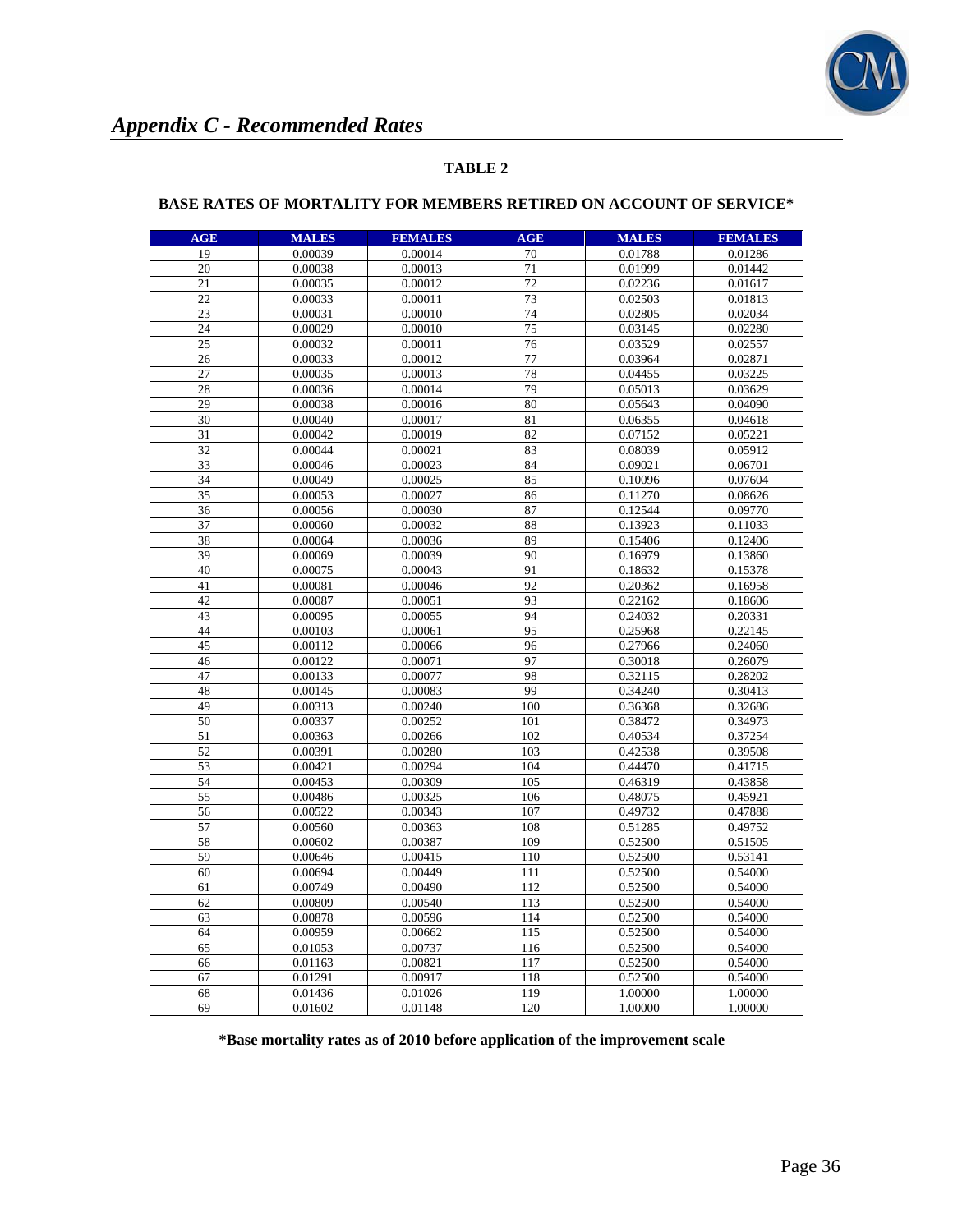## *Appendix C - Recommended Rates*

**TABLE 2**

**BASE RATES OF MORTALITY FOR MEMBERS RETIRED ON ACCOUNT OF SERVICE***

| AGE | MALES | FEMALES | AGE | MALES | FEMALES |
|---|---|---|---|---|---|
| 19 | 0.00039 | 0.00014 | 70 | 0.01788 | 0.01286 |
| 20 | 0.00038 | 0.00013 | 71 | 0.01999 | 0.01442 |
| 21 | 0.00035 | 0.00012 | 72 | 0.02236 | 0.01617 |
| 22 | 0.00033 | 0.00011 | 73 | 0.02503 | 0.01813 |
| 23 | 0.00031 | 0.00010 | 74 | 0.02805 | 0.02034 |
| 24 | 0.00029 | 0.00010 | 75 | 0.03145 | 0.02280 |
| 25 | 0.00032 | 0.00011 | 76 | 0.03529 | 0.02557 |
| 26 | 0.00033 | 0.00012 | 77 | 0.03964 | 0.02871 |
| 27 | 0.00035 | 0.00013 | 78 | 0.04455 | 0.03225 |
| 28 | 0.00036 | 0.00014 | 79 | 0.05013 | 0.03629 |
| 29 | 0.00038 | 0.00016 | 80 | 0.05643 | 0.04090 |
| 30 | 0.00040 | 0.00017 | 81 | 0.06355 | 0.04618 |
| 31 | 0.00042 | 0.00019 | 82 | 0.07152 | 0.05221 |
| 32 | 0.00044 | 0.00021 | 83 | 0.08039 | 0.05912 |
| 33 | 0.00046 | 0.00023 | 84 | 0.09021 | 0.06701 |
| 34 | 0.00049 | 0.00025 | 85 | 0.10096 | 0.07604 |
| 35 | 0.00053 | 0.00027 | 86 | 0.11270 | 0.08626 |
| 36 | 0.00056 | 0.00030 | 87 | 0.12544 | 0.09770 |
| 37 | 0.00060 | 0.00032 | 88 | 0.13923 | 0.11033 |
| 38 | 0.00064 | 0.00036 | 89 | 0.15406 | 0.12406 |
| 39 | 0.00069 | 0.00039 | 90 | 0.16979 | 0.13860 |
| 40 | 0.00075 | 0.00043 | 91 | 0.18632 | 0.15378 |
| 41 | 0.00081 | 0.00046 | 92 | 0.20362 | 0.16958 |
| 42 | 0.00087 | 0.00051 | 93 | 0.22162 | 0.18606 |
| 43 | 0.00095 | 0.00055 | 94 | 0.24032 | 0.20331 |
| 44 | 0.00103 | 0.00061 | 95 | 0.25968 | 0.22145 |
| 45 | 0.00112 | 0.00066 | 96 | 0.27966 | 0.24060 |
| 46 | 0.00122 | 0.00071 | 97 | 0.30018 | 0.26079 |
| 47 | 0.00133 | 0.00077 | 98 | 0.32115 | 0.28202 |
| 48 | 0.00145 | 0.00083 | 99 | 0.34240 | 0.30413 |
| 49 | 0.00313 | 0.00240 | 100 | 0.36368 | 0.32686 |
| 50 | 0.00337 | 0.00252 | 101 | 0.38472 | 0.34973 |
| 51 | 0.00363 | 0.00266 | 102 | 0.40534 | 0.37254 |
| 52 | 0.00391 | 0.00280 | 103 | 0.42538 | 0.39508 |
| 53 | 0.00421 | 0.00294 | 104 | 0.44470 | 0.41715 |
| 54 | 0.00453 | 0.00309 | 105 | 0.46319 | 0.43858 |
| 55 | 0.00486 | 0.00325 | 106 | 0.48075 | 0.45921 |
| 56 | 0.00522 | 0.00343 | 107 | 0.49732 | 0.47888 |
| 57 | 0.00560 | 0.00363 | 108 | 0.51285 | 0.49752 |
| 58 | 0.00602 | 0.00387 | 109 | 0.52500 | 0.51505 |
| 59 | 0.00646 | 0.00415 | 110 | 0.52500 | 0.53141 |
| 60 | 0.00694 | 0.00449 | 111 | 0.52500 | 0.54000 |
| 61 | 0.00749 | 0.00490 | 112 | 0.52500 | 0.54000 |
| 62 | 0.00809 | 0.00540 | 113 | 0.52500 | 0.54000 |
| 63 | 0.00878 | 0.00596 | 114 | 0.52500 | 0.54000 |
| 64 | 0.00959 | 0.00662 | 115 | 0.52500 | 0.54000 |
| 65 | 0.01053 | 0.00737 | 116 | 0.52500 | 0.54000 |
| 66 | 0.01163 | 0.00821 | 117 | 0.52500 | 0.54000 |
| 67 | 0.01291 | 0.00917 | 118 | 0.52500 | 0.54000 |
| 68 | 0.01436 | 0.01026 | 119 | 1.00000 | 1.00000 |
| 69 | 0.01602 | 0.01148 | 120 | 1.00000 | 1.00000 |

***Base mortality rates as of 2010 before application of the improvement scale**